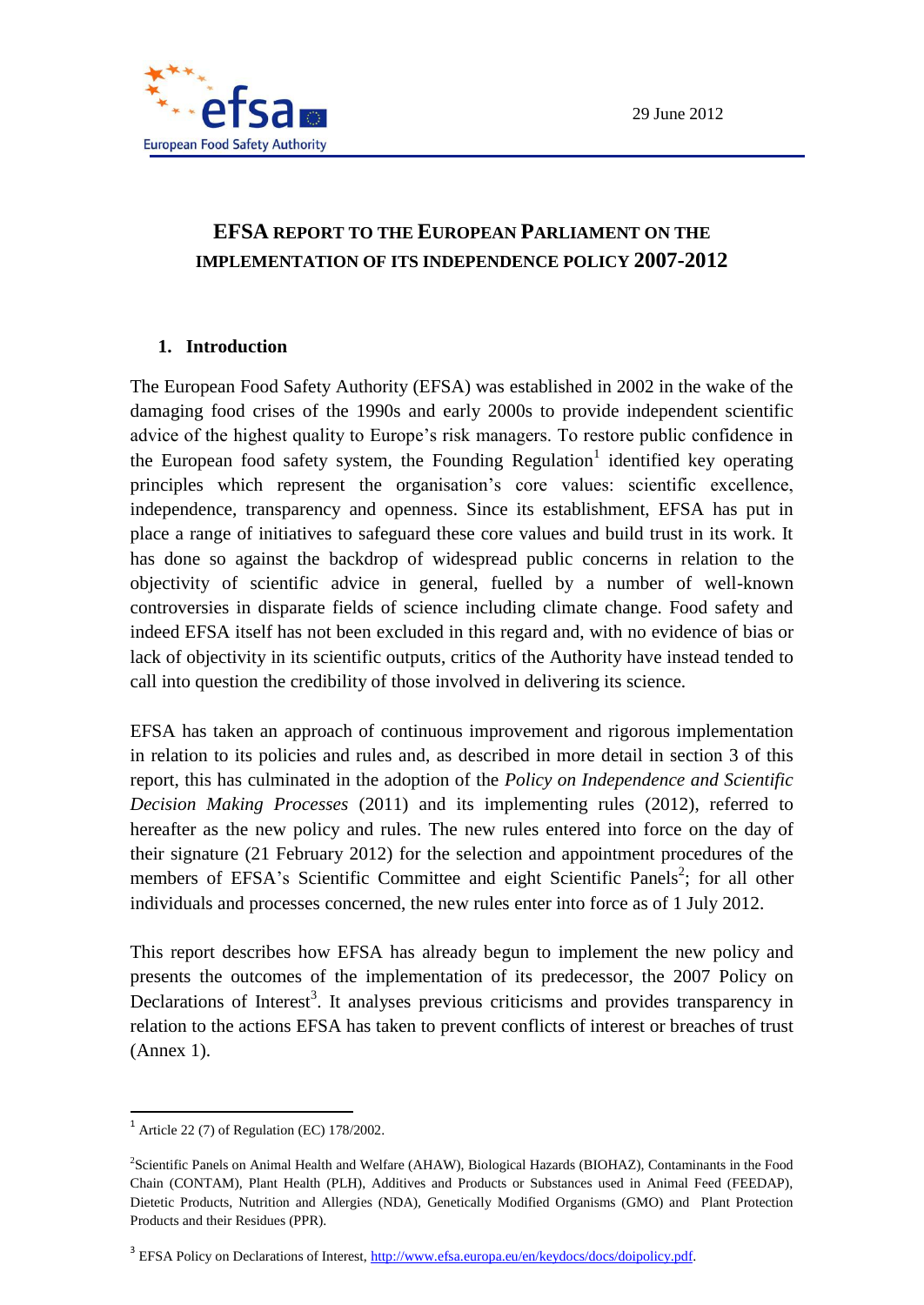29 June 2012

# EFSA REPORT TO THE EUROPEAN PARLIAMENT ON THE IMPLEMENTATION OF ITS INDEPENDENCE POLICY 2007-2012

## 1. Introduction

The European Food Safety Authority (EFSA) was established in 2002 in the wake of the damaging food crises of the 1990s and early 2000s to provide independent scientific advice of the highest quality to Europe's risk managers. To restore public confidence in the European food safety system, the Founding Regulation[1] identified key operating principles which represent the organisation's core values: scientific excellence, independence, transparency and openness. Since its establishment, EFSA has put in place a range of initiatives to safeguard these core values and build trust in its work. It has done so against the backdrop of widespread public concerns in relation to the objectivity of scientific advice in general, fuelled by a number of well-known controversies in disparate fields of science including climate change. Food safety and indeed EFSA itself has not been excluded in this regard and, with no evidence of bias or lack of objectivity in its scientific outputs, critics of the Authority have instead tended to call into question the credibility of those involved in delivering its science.

EFSA has taken an approach of continuous improvement and rigorous implementation in relation to its policies and rules and, as described in more detail in section 3 of this report, this has culminated in the adoption of the *Policy on Independence and Scientific Decision Making Processes* (2011) and its implementing rules (2012), referred to hereafter as the new policy and rules. The new rules entered into force on the day of their signature (21 February 2012) for the selection and appointment procedures of the members of EFSA's Scientific Committee and eight Scientific Panels[2]; for all other individuals and processes concerned, the new rules enter into force as of 1 July 2012.

This report describes how EFSA has already begun to implement the new policy and presents the outcomes of the implementation of its predecessor, the 2007 Policy on Declarations of Interest[3]. It analyses previous criticisms and provides transparency in relation to the actions EFSA has taken to prevent conflicts of interest or breaches of trust (Annex 1).

---

[1] Article 22 (7) of Regulation (EC) 178/2002.

[2] Scientific Panels on Animal Health and Welfare (AHAW), Biological Hazards (BIOHAZ), Contaminants in the Food Chain (CONTAM), Plant Health (PLH), Additives and Products or Substances used in Animal Feed (FEEDAP), Dietetic Products, Nutrition and Allergies (NDA), Genetically Modified Organisms (GMO) and Plant Protection Products and their Residues (PPR).

[3] EFSA Policy on Declarations of Interest, http://www.efsa.europa.eu/en/keydocs/docs/doipolicy.pdf.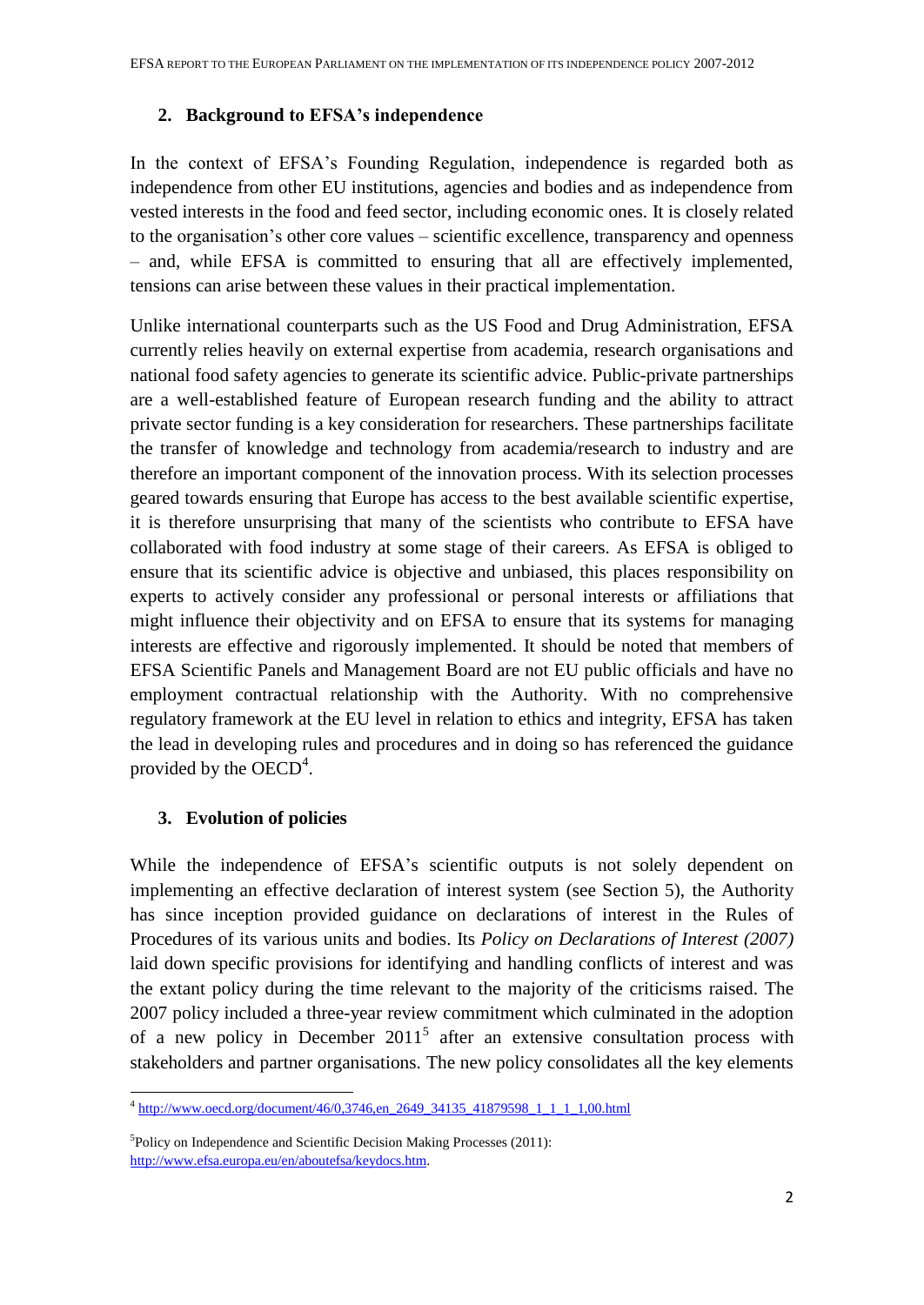## 2. Background to EFSA's independence

In the context of EFSA's Founding Regulation, independence is regarded both as independence from other EU institutions, agencies and bodies and as independence from vested interests in the food and feed sector, including economic ones. It is closely related to the organisation's other core values – scientific excellence, transparency and openness – and, while EFSA is committed to ensuring that all are effectively implemented, tensions can arise between these values in their practical implementation.

Unlike international counterparts such as the US Food and Drug Administration, EFSA currently relies heavily on external expertise from academia, research organisations and national food safety agencies to generate its scientific advice. Public-private partnerships are a well-established feature of European research funding and the ability to attract private sector funding is a key consideration for researchers. These partnerships facilitate the transfer of knowledge and technology from academia/research to industry and are therefore an important component of the innovation process. With its selection processes geared towards ensuring that Europe has access to the best available scientific expertise, it is therefore unsurprising that many of the scientists who contribute to EFSA have collaborated with food industry at some stage of their careers. As EFSA is obliged to ensure that its scientific advice is objective and unbiased, this places responsibility on experts to actively consider any professional or personal interests or affiliations that might influence their objectivity and on EFSA to ensure that its systems for managing interests are effective and rigorously implemented. It should be noted that members of EFSA Scientific Panels and Management Board are not EU public officials and have no employment contractual relationship with the Authority. With no comprehensive regulatory framework at the EU level in relation to ethics and integrity, EFSA has taken the lead in developing rules and procedures and in doing so has referenced the guidance provided by the OECD[4].

## 3. Evolution of policies

While the independence of EFSA's scientific outputs is not solely dependent on implementing an effective declaration of interest system (see Section 5), the Authority has since inception provided guidance on declarations of interest in the Rules of Procedures of its various units and bodies. Its *Policy on Declarations of Interest (2007)* laid down specific provisions for identifying and handling conflicts of interest and was the extant policy during the time relevant to the majority of the criticisms raised. The 2007 policy included a three-year review commitment which culminated in the adoption of a new policy in December 2011[5] after an extensive consultation process with stakeholders and partner organisations. The new policy consolidates all the key elements

---

[4] http://www.oecd.org/document/46/0,3746,en_2649_34135_41879598_1_1_1_1,00.html

[5] Policy on Independence and Scientific Decision Making Processes (2011): http://www.efsa.europa.eu/en/aboutefsa/keydocs.htm.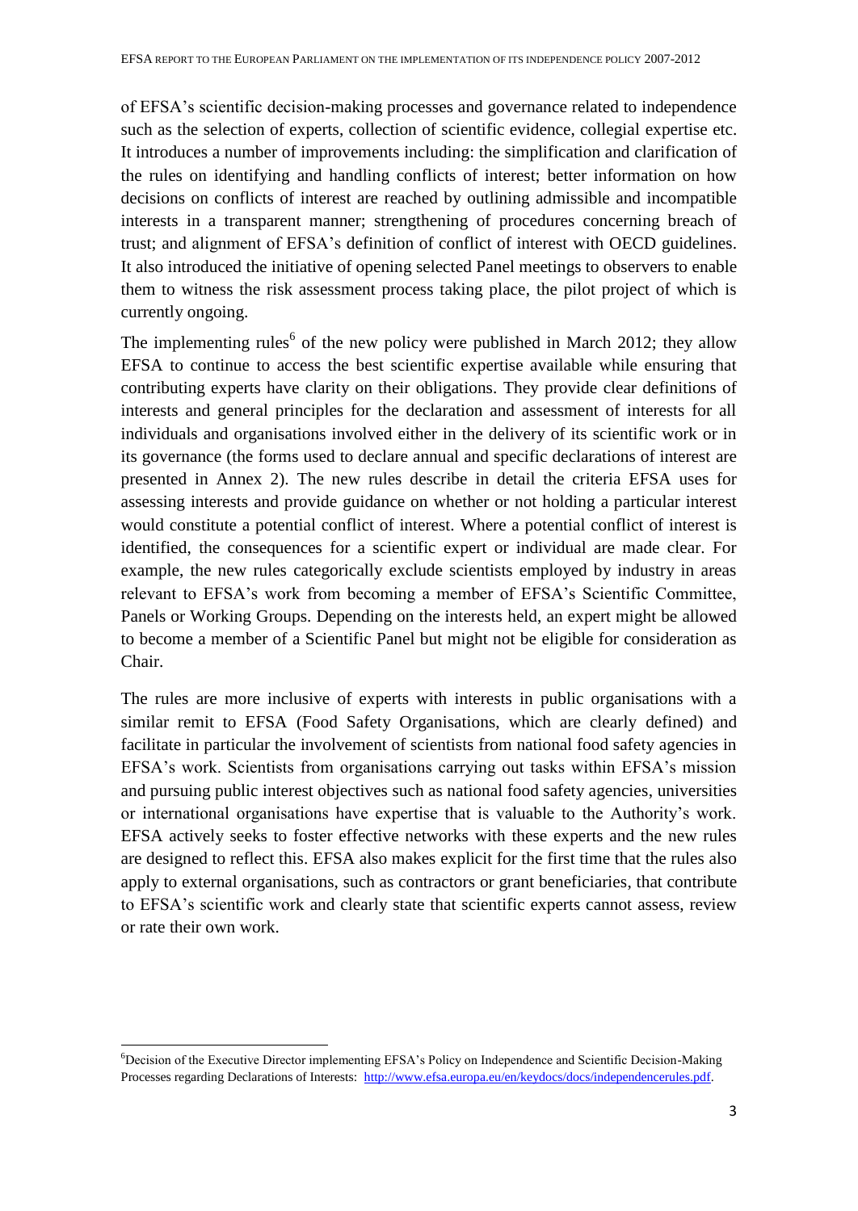of EFSA's scientific decision-making processes and governance related to independence such as the selection of experts, collection of scientific evidence, collegial expertise etc. It introduces a number of improvements including: the simplification and clarification of the rules on identifying and handling conflicts of interest; better information on how decisions on conflicts of interest are reached by outlining admissible and incompatible interests in a transparent manner; strengthening of procedures concerning breach of trust; and alignment of EFSA's definition of conflict of interest with OECD guidelines. It also introduced the initiative of opening selected Panel meetings to observers to enable them to witness the risk assessment process taking place, the pilot project of which is currently ongoing.

The implementing rules[6] of the new policy were published in March 2012; they allow EFSA to continue to access the best scientific expertise available while ensuring that contributing experts have clarity on their obligations. They provide clear definitions of interests and general principles for the declaration and assessment of interests for all individuals and organisations involved either in the delivery of its scientific work or in its governance (the forms used to declare annual and specific declarations of interest are presented in Annex 2). The new rules describe in detail the criteria EFSA uses for assessing interests and provide guidance on whether or not holding a particular interest would constitute a potential conflict of interest. Where a potential conflict of interest is identified, the consequences for a scientific expert or individual are made clear. For example, the new rules categorically exclude scientists employed by industry in areas relevant to EFSA's work from becoming a member of EFSA's Scientific Committee, Panels or Working Groups. Depending on the interests held, an expert might be allowed to become a member of a Scientific Panel but might not be eligible for consideration as Chair.

The rules are more inclusive of experts with interests in public organisations with a similar remit to EFSA (Food Safety Organisations, which are clearly defined) and facilitate in particular the involvement of scientists from national food safety agencies in EFSA's work. Scientists from organisations carrying out tasks within EFSA's mission and pursuing public interest objectives such as national food safety agencies, universities or international organisations have expertise that is valuable to the Authority's work. EFSA actively seeks to foster effective networks with these experts and the new rules are designed to reflect this. EFSA also makes explicit for the first time that the rules also apply to external organisations, such as contractors or grant beneficiaries, that contribute to EFSA's scientific work and clearly state that scientific experts cannot assess, review or rate their own work.

[6] Decision of the Executive Director implementing EFSA's Policy on Independence and Scientific Decision-Making Processes regarding Declarations of Interests: http://www.efsa.europa.eu/en/keydocs/docs/independencerules.pdf.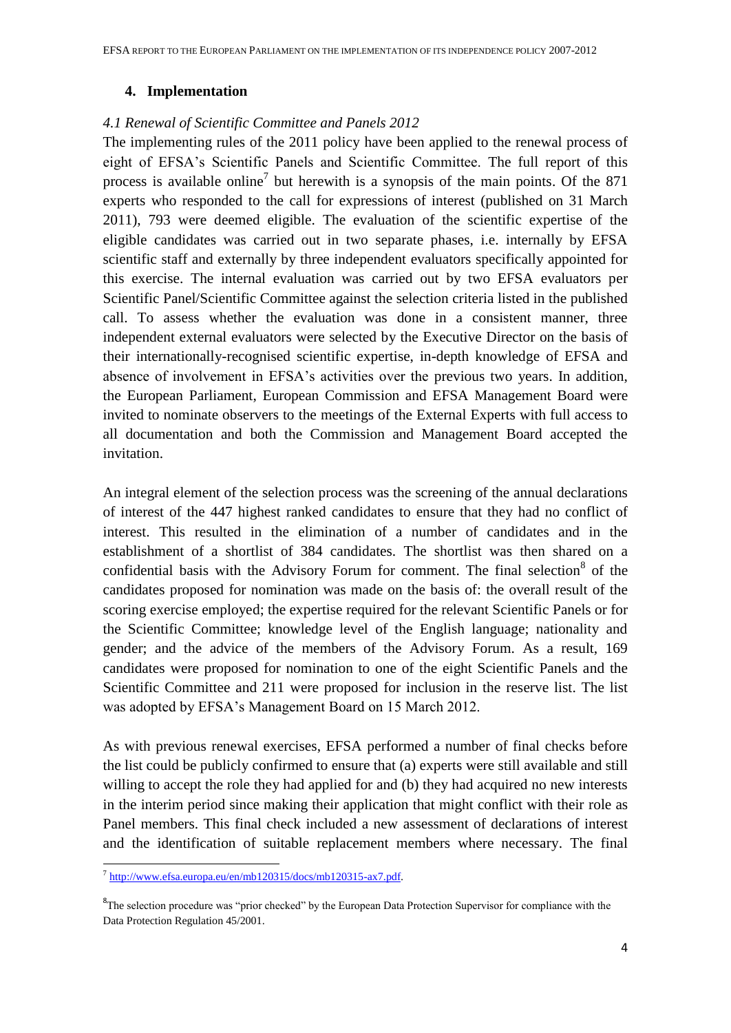## 4. Implementation

### *4.1 Renewal of Scientific Committee and Panels 2012*

The implementing rules of the 2011 policy have been applied to the renewal process of eight of EFSA's Scientific Panels and Scientific Committee. The full report of this process is available online[7] but herewith is a synopsis of the main points. Of the 871 experts who responded to the call for expressions of interest (published on 31 March 2011), 793 were deemed eligible. The evaluation of the scientific expertise of the eligible candidates was carried out in two separate phases, i.e. internally by EFSA scientific staff and externally by three independent evaluators specifically appointed for this exercise. The internal evaluation was carried out by two EFSA evaluators per Scientific Panel/Scientific Committee against the selection criteria listed in the published call. To assess whether the evaluation was done in a consistent manner, three independent external evaluators were selected by the Executive Director on the basis of their internationally-recognised scientific expertise, in-depth knowledge of EFSA and absence of involvement in EFSA's activities over the previous two years. In addition, the European Parliament, European Commission and EFSA Management Board were invited to nominate observers to the meetings of the External Experts with full access to all documentation and both the Commission and Management Board accepted the invitation.

An integral element of the selection process was the screening of the annual declarations of interest of the 447 highest ranked candidates to ensure that they had no conflict of interest. This resulted in the elimination of a number of candidates and in the establishment of a shortlist of 384 candidates. The shortlist was then shared on a confidential basis with the Advisory Forum for comment. The final selection[8] of the candidates proposed for nomination was made on the basis of: the overall result of the scoring exercise employed; the expertise required for the relevant Scientific Panels or for the Scientific Committee; knowledge level of the English language; nationality and gender; and the advice of the members of the Advisory Forum. As a result, 169 candidates were proposed for nomination to one of the eight Scientific Panels and the Scientific Committee and 211 were proposed for inclusion in the reserve list. The list was adopted by EFSA's Management Board on 15 March 2012.

As with previous renewal exercises, EFSA performed a number of final checks before the list could be publicly confirmed to ensure that (a) experts were still available and still willing to accept the role they had applied for and (b) they had acquired no new interests in the interim period since making their application that might conflict with their role as Panel members. This final check included a new assessment of declarations of interest and the identification of suitable replacement members where necessary. The final

[7] http://www.efsa.europa.eu/en/mb120315/docs/mb120315-ax7.pdf.

[8] The selection procedure was "prior checked" by the European Data Protection Supervisor for compliance with the Data Protection Regulation 45/2001.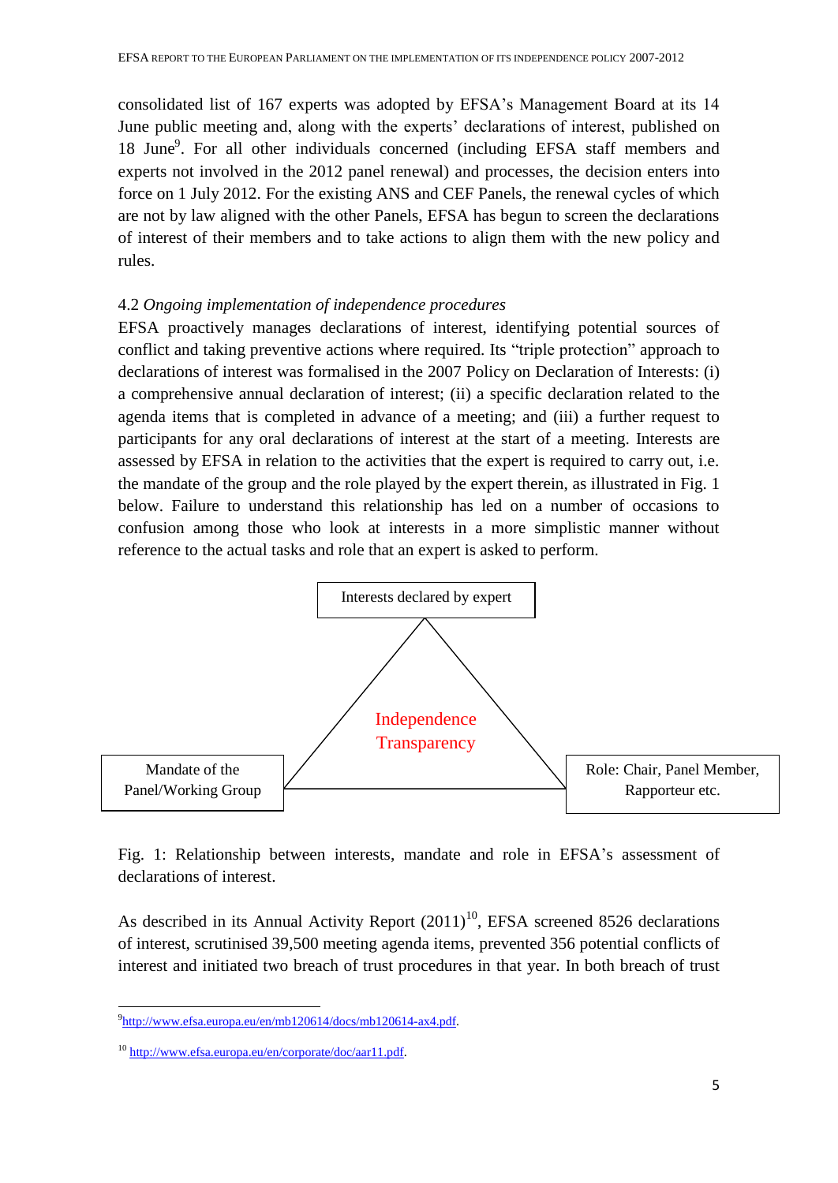consolidated list of 167 experts was adopted by EFSA's Management Board at its 14 June public meeting and, along with the experts' declarations of interest, published on 18 June[9]. For all other individuals concerned (including EFSA staff members and experts not involved in the 2012 panel renewal) and processes, the decision enters into force on 1 July 2012. For the existing ANS and CEF Panels, the renewal cycles of which are not by law aligned with the other Panels, EFSA has begun to screen the declarations of interest of their members and to take actions to align them with the new policy and rules.

### 4.2 *Ongoing implementation of independence procedures*

EFSA proactively manages declarations of interest, identifying potential sources of conflict and taking preventive actions where required. Its "triple protection" approach to declarations of interest was formalised in the 2007 Policy on Declaration of Interests: (i) a comprehensive annual declaration of interest; (ii) a specific declaration related to the agenda items that is completed in advance of a meeting; and (iii) a further request to participants for any oral declarations of interest at the start of a meeting. Interests are assessed by EFSA in relation to the activities that the expert is required to carry out, i.e. the mandate of the group and the role played by the expert therein, as illustrated in Fig. 1 below. Failure to understand this relationship has led on a number of occasions to confusion among those who look at interests in a more simplistic manner without reference to the actual tasks and role that an expert is asked to perform.

Interests declared by expert

Independence
Transparency

Mandate of the Panel/Working Group

Role: Chair, Panel Member, Rapporteur etc.

Fig. 1: Relationship between interests, mandate and role in EFSA's assessment of declarations of interest.

As described in its Annual Activity Report (2011)[10], EFSA screened 8526 declarations of interest, scrutinised 39,500 meeting agenda items, prevented 356 potential conflicts of interest and initiated two breach of trust procedures in that year. In both breach of trust

[9] http://www.efsa.europa.eu/en/mb120614/docs/mb120614-ax4.pdf.

[10] http://www.efsa.europa.eu/en/corporate/doc/aar11.pdf.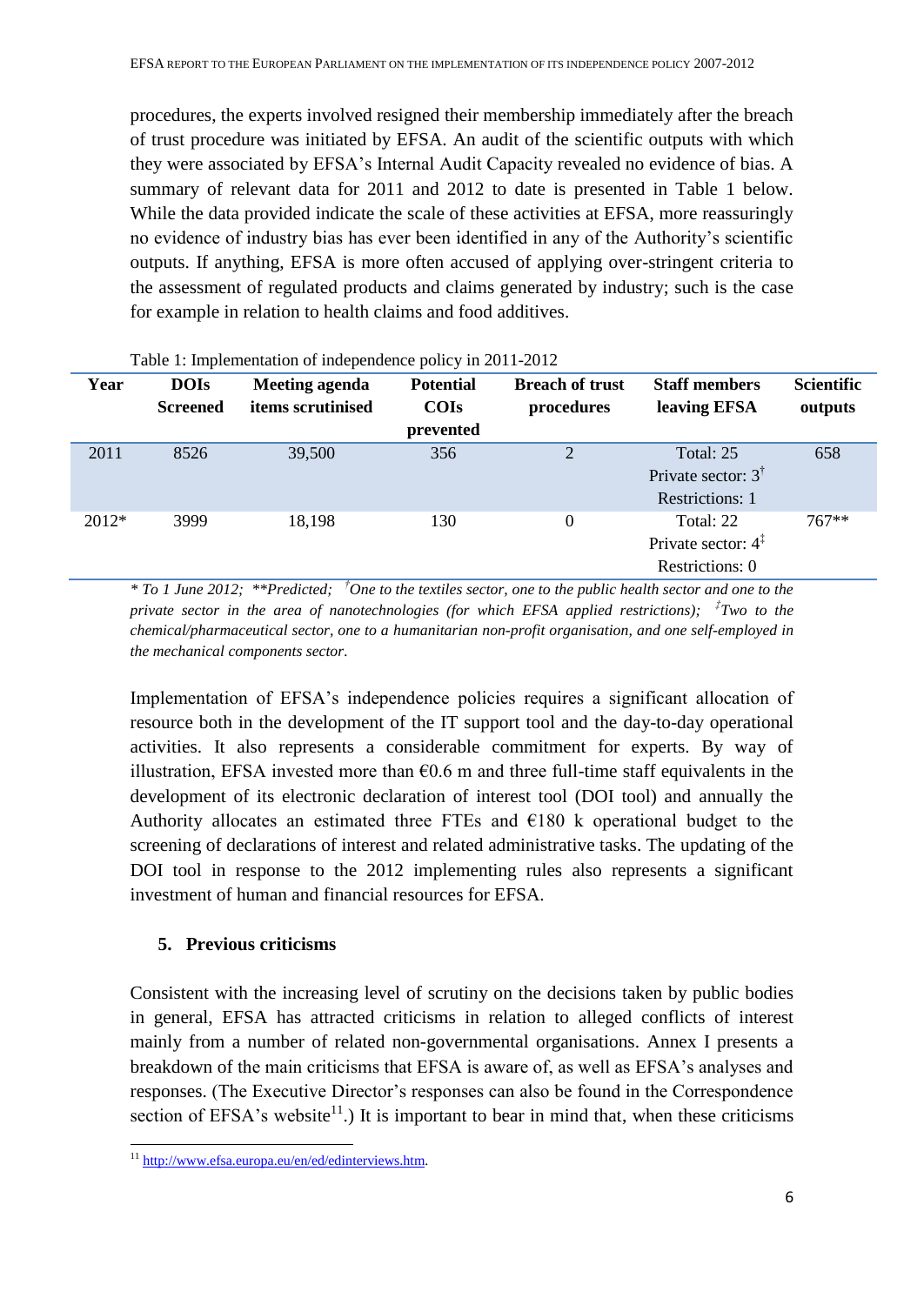procedures, the experts involved resigned their membership immediately after the breach of trust procedure was initiated by EFSA. An audit of the scientific outputs with which they were associated by EFSA's Internal Audit Capacity revealed no evidence of bias. A summary of relevant data for 2011 and 2012 to date is presented in Table 1 below. While the data provided indicate the scale of these activities at EFSA, more reassuringly no evidence of industry bias has ever been identified in any of the Authority's scientific outputs. If anything, EFSA is more often accused of applying over-stringent criteria to the assessment of regulated products and claims generated by industry; such is the case for example in relation to health claims and food additives.

Table 1: Implementation of independence policy in 2011-2012

| Year | DOIs Screened | Meeting agenda items scrutinised | Potential COIs prevented | Breach of trust procedures | Staff members leaving EFSA | Scientific outputs |
|---|---|---|---|---|---|---|
| 2011 | 8526 | 39,500 | 356 | 2 | Total: 25<br>Private sector: 3[†]<br>Restrictions: 1 | 658 |
| 2012* | 3999 | 18,198 | 130 | 0 | Total: 22<br>Private sector: 4[‡]<br>Restrictions: 0 | 767** |

*\* To 1 June 2012; \*\*Predicted; [†]One to the textiles sector, one to the public health sector and one to the private sector in the area of nanotechnologies (for which EFSA applied restrictions); [‡]Two to the chemical/pharmaceutical sector, one to a humanitarian non-profit organisation, and one self-employed in the mechanical components sector.*

Implementation of EFSA's independence policies requires a significant allocation of resource both in the development of the IT support tool and the day-to-day operational activities. It also represents a considerable commitment for experts. By way of illustration, EFSA invested more than €0.6 m and three full-time staff equivalents in the development of its electronic declaration of interest tool (DOI tool) and annually the Authority allocates an estimated three FTEs and €180 k operational budget to the screening of declarations of interest and related administrative tasks. The updating of the DOI tool in response to the 2012 implementing rules also represents a significant investment of human and financial resources for EFSA.

## 5. Previous criticisms

Consistent with the increasing level of scrutiny on the decisions taken by public bodies in general, EFSA has attracted criticisms in relation to alleged conflicts of interest mainly from a number of related non-governmental organisations. Annex I presents a breakdown of the main criticisms that EFSA is aware of, as well as EFSA's analyses and responses. (The Executive Director's responses can also be found in the Correspondence section of EFSA's website[11].) It is important to bear in mind that, when these criticisms

[11] http://www.efsa.europa.eu/en/ed/edinterviews.htm.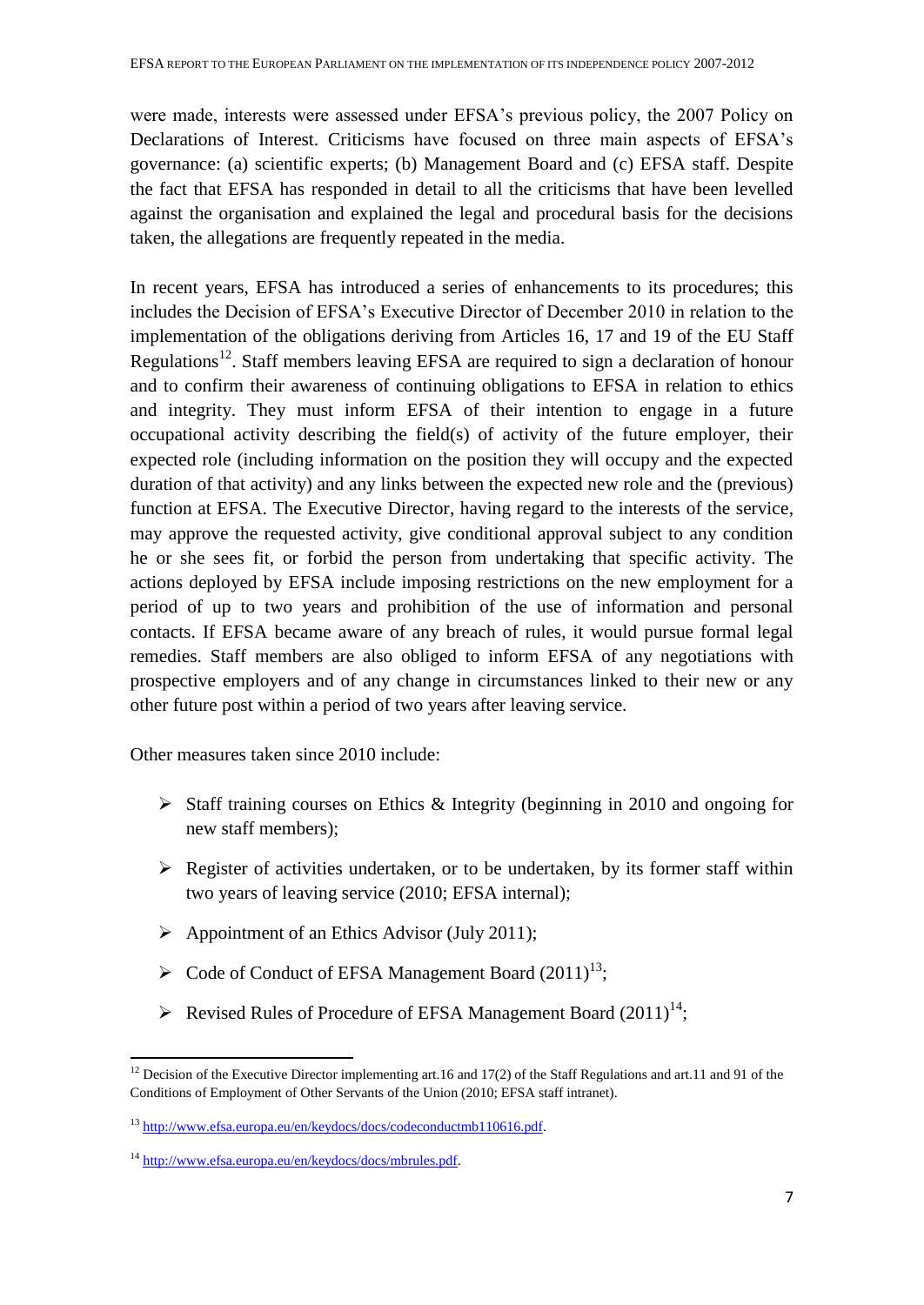were made, interests were assessed under EFSA's previous policy, the 2007 Policy on Declarations of Interest. Criticisms have focused on three main aspects of EFSA's governance: (a) scientific experts; (b) Management Board and (c) EFSA staff. Despite the fact that EFSA has responded in detail to all the criticisms that have been levelled against the organisation and explained the legal and procedural basis for the decisions taken, the allegations are frequently repeated in the media.

In recent years, EFSA has introduced a series of enhancements to its procedures; this includes the Decision of EFSA's Executive Director of December 2010 in relation to the implementation of the obligations deriving from Articles 16, 17 and 19 of the EU Staff Regulations[12]. Staff members leaving EFSA are required to sign a declaration of honour and to confirm their awareness of continuing obligations to EFSA in relation to ethics and integrity. They must inform EFSA of their intention to engage in a future occupational activity describing the field(s) of activity of the future employer, their expected role (including information on the position they will occupy and the expected duration of that activity) and any links between the expected new role and the (previous) function at EFSA. The Executive Director, having regard to the interests of the service, may approve the requested activity, give conditional approval subject to any condition he or she sees fit, or forbid the person from undertaking that specific activity. The actions deployed by EFSA include imposing restrictions on the new employment for a period of up to two years and prohibition of the use of information and personal contacts. If EFSA became aware of any breach of rules, it would pursue formal legal remedies. Staff members are also obliged to inform EFSA of any negotiations with prospective employers and of any change in circumstances linked to their new or any other future post within a period of two years after leaving service.

Other measures taken since 2010 include:

- Staff training courses on Ethics & Integrity (beginning in 2010 and ongoing for new staff members);
- Register of activities undertaken, or to be undertaken, by its former staff within two years of leaving service (2010; EFSA internal);
- Appointment of an Ethics Advisor (July 2011);
- Code of Conduct of EFSA Management Board (2011)[13];
- Revised Rules of Procedure of EFSA Management Board (2011)[14];

---

[12] Decision of the Executive Director implementing art.16 and 17(2) of the Staff Regulations and art.11 and 91 of the Conditions of Employment of Other Servants of the Union (2010; EFSA staff intranet).

[13] http://www.efsa.europa.eu/en/keydocs/docs/codeconductmb110616.pdf.

[14] http://www.efsa.europa.eu/en/keydocs/docs/mbrules.pdf.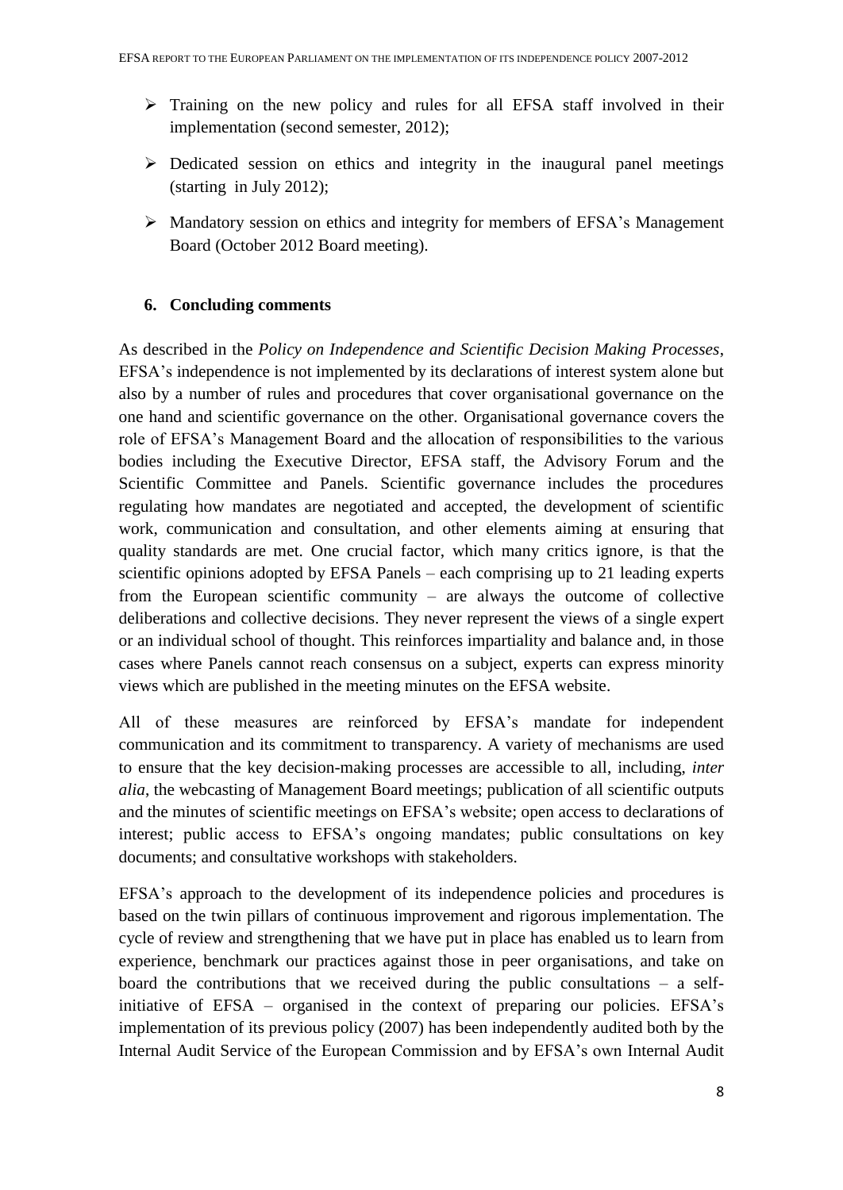- Training on the new policy and rules for all EFSA staff involved in their implementation (second semester, 2012);
- Dedicated session on ethics and integrity in the inaugural panel meetings (starting in July 2012);
- Mandatory session on ethics and integrity for members of EFSA's Management Board (October 2012 Board meeting).

## 6. Concluding comments

As described in the *Policy on Independence and Scientific Decision Making Processes*, EFSA's independence is not implemented by its declarations of interest system alone but also by a number of rules and procedures that cover organisational governance on the one hand and scientific governance on the other. Organisational governance covers the role of EFSA's Management Board and the allocation of responsibilities to the various bodies including the Executive Director, EFSA staff, the Advisory Forum and the Scientific Committee and Panels. Scientific governance includes the procedures regulating how mandates are negotiated and accepted, the development of scientific work, communication and consultation, and other elements aiming at ensuring that quality standards are met. One crucial factor, which many critics ignore, is that the scientific opinions adopted by EFSA Panels – each comprising up to 21 leading experts from the European scientific community – are always the outcome of collective deliberations and collective decisions. They never represent the views of a single expert or an individual school of thought. This reinforces impartiality and balance and, in those cases where Panels cannot reach consensus on a subject, experts can express minority views which are published in the meeting minutes on the EFSA website.

All of these measures are reinforced by EFSA's mandate for independent communication and its commitment to transparency. A variety of mechanisms are used to ensure that the key decision-making processes are accessible to all, including, *inter alia*, the webcasting of Management Board meetings; publication of all scientific outputs and the minutes of scientific meetings on EFSA's website; open access to declarations of interest; public access to EFSA's ongoing mandates; public consultations on key documents; and consultative workshops with stakeholders.

EFSA's approach to the development of its independence policies and procedures is based on the twin pillars of continuous improvement and rigorous implementation. The cycle of review and strengthening that we have put in place has enabled us to learn from experience, benchmark our practices against those in peer organisations, and take on board the contributions that we received during the public consultations – a self-initiative of EFSA – organised in the context of preparing our policies. EFSA's implementation of its previous policy (2007) has been independently audited both by the Internal Audit Service of the European Commission and by EFSA's own Internal Audit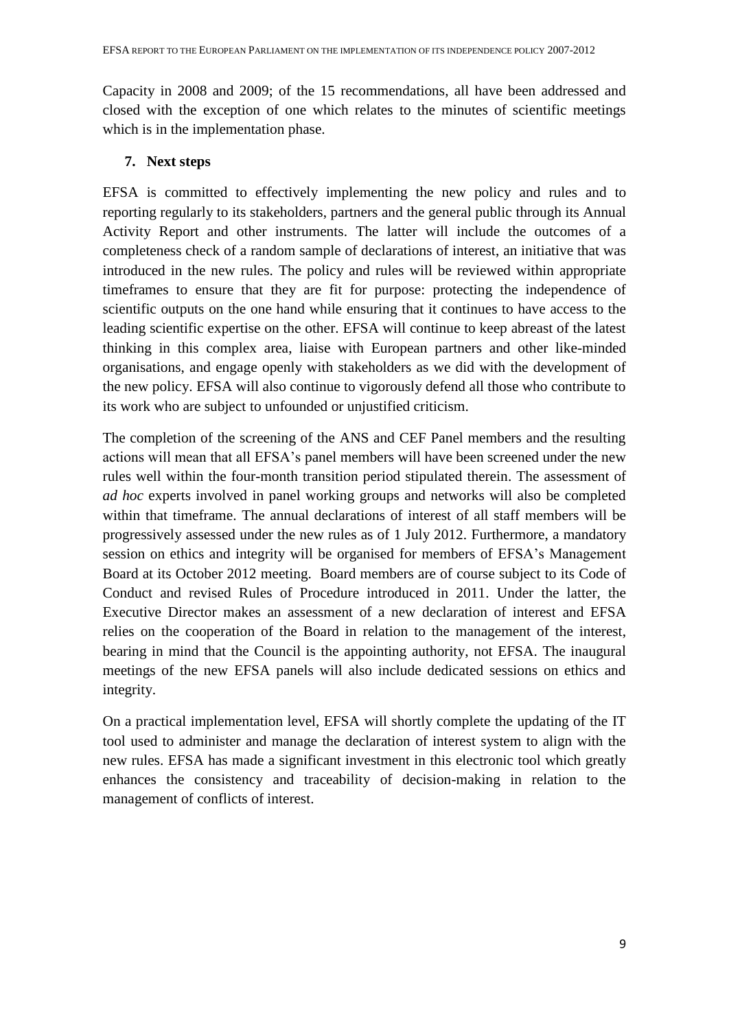Capacity in 2008 and 2009; of the 15 recommendations, all have been addressed and closed with the exception of one which relates to the minutes of scientific meetings which is in the implementation phase.

## 7. Next steps

EFSA is committed to effectively implementing the new policy and rules and to reporting regularly to its stakeholders, partners and the general public through its Annual Activity Report and other instruments. The latter will include the outcomes of a completeness check of a random sample of declarations of interest, an initiative that was introduced in the new rules. The policy and rules will be reviewed within appropriate timeframes to ensure that they are fit for purpose: protecting the independence of scientific outputs on the one hand while ensuring that it continues to have access to the leading scientific expertise on the other. EFSA will continue to keep abreast of the latest thinking in this complex area, liaise with European partners and other like-minded organisations, and engage openly with stakeholders as we did with the development of the new policy. EFSA will also continue to vigorously defend all those who contribute to its work who are subject to unfounded or unjustified criticism.

The completion of the screening of the ANS and CEF Panel members and the resulting actions will mean that all EFSA's panel members will have been screened under the new rules well within the four-month transition period stipulated therein. The assessment of *ad hoc* experts involved in panel working groups and networks will also be completed within that timeframe. The annual declarations of interest of all staff members will be progressively assessed under the new rules as of 1 July 2012. Furthermore, a mandatory session on ethics and integrity will be organised for members of EFSA's Management Board at its October 2012 meeting. Board members are of course subject to its Code of Conduct and revised Rules of Procedure introduced in 2011. Under the latter, the Executive Director makes an assessment of a new declaration of interest and EFSA relies on the cooperation of the Board in relation to the management of the interest, bearing in mind that the Council is the appointing authority, not EFSA. The inaugural meetings of the new EFSA panels will also include dedicated sessions on ethics and integrity.

On a practical implementation level, EFSA will shortly complete the updating of the IT tool used to administer and manage the declaration of interest system to align with the new rules. EFSA has made a significant investment in this electronic tool which greatly enhances the consistency and traceability of decision-making in relation to the management of conflicts of interest.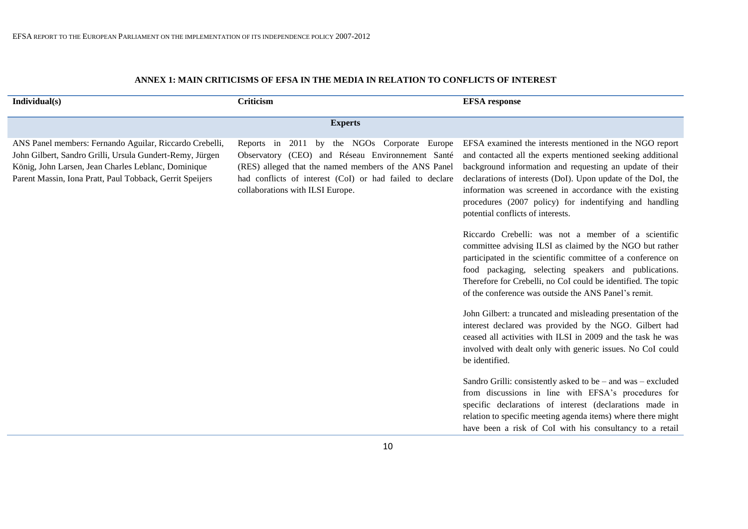## ANNEX 1: MAIN CRITICISMS OF EFSA IN THE MEDIA IN RELATION TO CONFLICTS OF INTEREST

| Individual(s) | Criticism | EFSA response |
|---|---|---|
| **Experts** | | |
| ANS Panel members: Fernando Aguilar, Riccardo Crebelli, John Gilbert, Sandro Grilli, Ursula Gundert-Remy, Jürgen König, John Larsen, Jean Charles Leblanc, Dominique Parent Massin, Iona Pratt, Paul Tobback, Gerrit Speijers | Reports in 2011 by the NGOs Corporate Europe Observatory (CEO) and Réseau Environnement Santé (RES) alleged that the named members of the ANS Panel had conflicts of interest (CoI) or had failed to declare collaborations with ILSI Europe. | EFSA examined the interests mentioned in the NGO report and contacted all the experts mentioned seeking additional background information and requesting an update of their declarations of interests (DoI). Upon update of the DoI, the information was screened in accordance with the existing procedures (2007 policy) for indentifying and handling potential conflicts of interests.<br><br>Riccardo Crebelli: was not a member of a scientific committee advising ILSI as claimed by the NGO but rather participated in the scientific committee of a conference on food packaging, selecting speakers and publications. Therefore for Crebelli, no CoI could be identified. The topic of the conference was outside the ANS Panel's remit.<br><br>John Gilbert: a truncated and misleading presentation of the interest declared was provided by the NGO. Gilbert had ceased all activities with ILSI in 2009 and the task he was involved with dealt only with generic issues. No CoI could be identified.<br><br>Sandro Grilli: consistently asked to be – and was – excluded from discussions in line with EFSA's procedures for specific declarations of interest (declarations made in relation to specific meeting agenda items) where there might have been a risk of CoI with his consultancy to a retail |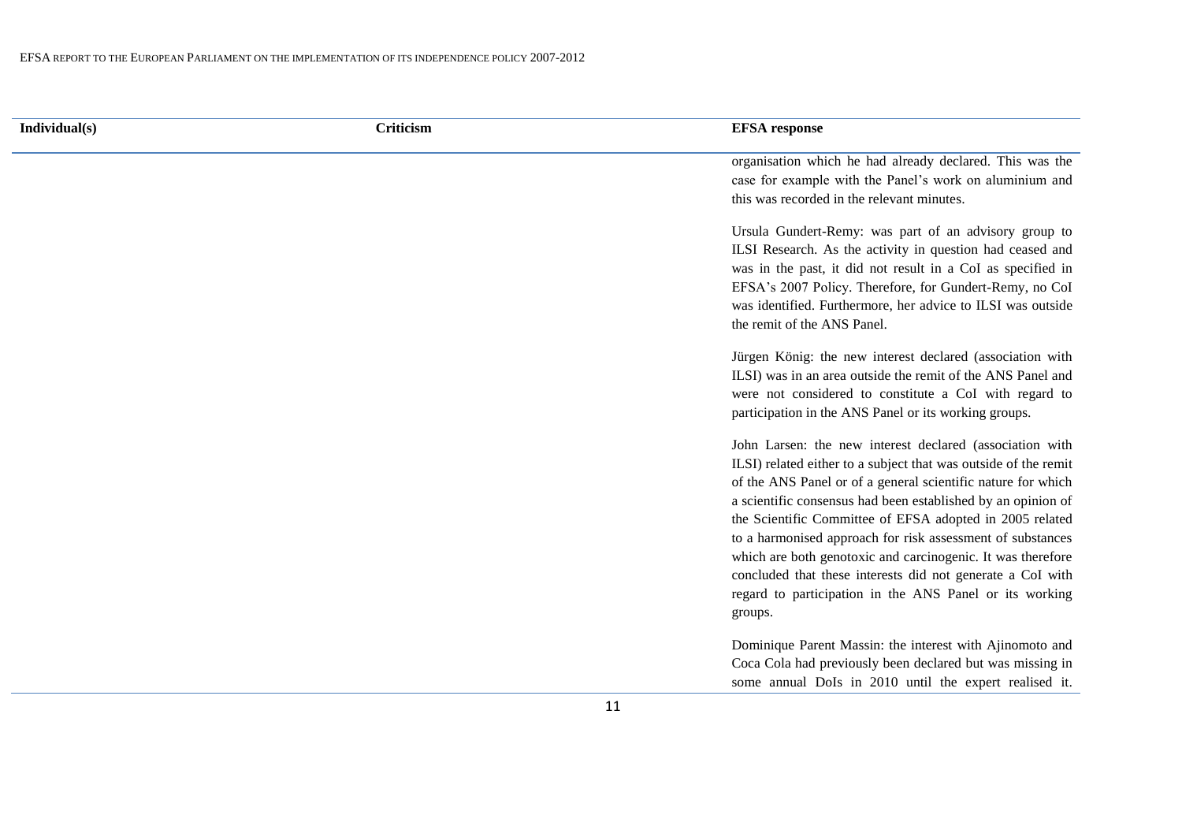| Individual(s) | Criticism | EFSA response |
| --- | --- | --- |
| | | organisation which he had already declared. This was the case for example with the Panel's work on aluminium and this was recorded in the relevant minutes.<br><br>Ursula Gundert-Remy: was part of an advisory group to ILSI Research. As the activity in question had ceased and was in the past, it did not result in a CoI as specified in EFSA's 2007 Policy. Therefore, for Gundert-Remy, no CoI was identified. Furthermore, her advice to ILSI was outside the remit of the ANS Panel.<br><br>Jürgen König: the new interest declared (association with ILSI) was in an area outside the remit of the ANS Panel and were not considered to constitute a CoI with regard to participation in the ANS Panel or its working groups.<br><br>John Larsen: the new interest declared (association with ILSI) related either to a subject that was outside of the remit of the ANS Panel or of a general scientific nature for which a scientific consensus had been established by an opinion of the Scientific Committee of EFSA adopted in 2005 related to a harmonised approach for risk assessment of substances which are both genotoxic and carcinogenic. It was therefore concluded that these interests did not generate a CoI with regard to participation in the ANS Panel or its working groups.<br><br>Dominique Parent Massin: the interest with Ajinomoto and Coca Cola had previously been declared but was missing in some annual DoIs in 2010 until the expert realised it. |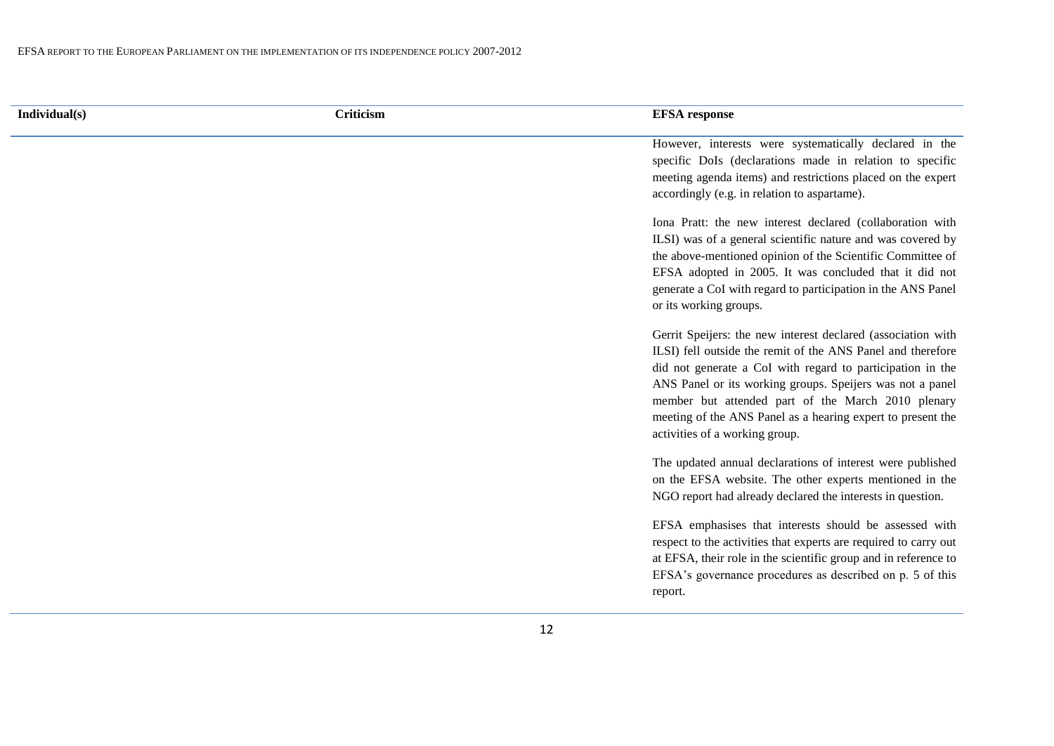| Individual(s) | Criticism | EFSA response |
|---|---|---|
| | | However, interests were systematically declared in the specific DoIs (declarations made in relation to specific meeting agenda items) and restrictions placed on the expert accordingly (e.g. in relation to aspartame).<br><br>Iona Pratt: the new interest declared (collaboration with ILSI) was of a general scientific nature and was covered by the above-mentioned opinion of the Scientific Committee of EFSA adopted in 2005. It was concluded that it did not generate a CoI with regard to participation in the ANS Panel or its working groups.<br><br>Gerrit Speijers: the new interest declared (association with ILSI) fell outside the remit of the ANS Panel and therefore did not generate a CoI with regard to participation in the ANS Panel or its working groups. Speijers was not a panel member but attended part of the March 2010 plenary meeting of the ANS Panel as a hearing expert to present the activities of a working group.<br><br>The updated annual declarations of interest were published on the EFSA website. The other experts mentioned in the NGO report had already declared the interests in question.<br><br>EFSA emphasises that interests should be assessed with respect to the activities that experts are required to carry out at EFSA, their role in the scientific group and in reference to EFSA's governance procedures as described on p. 5 of this report. |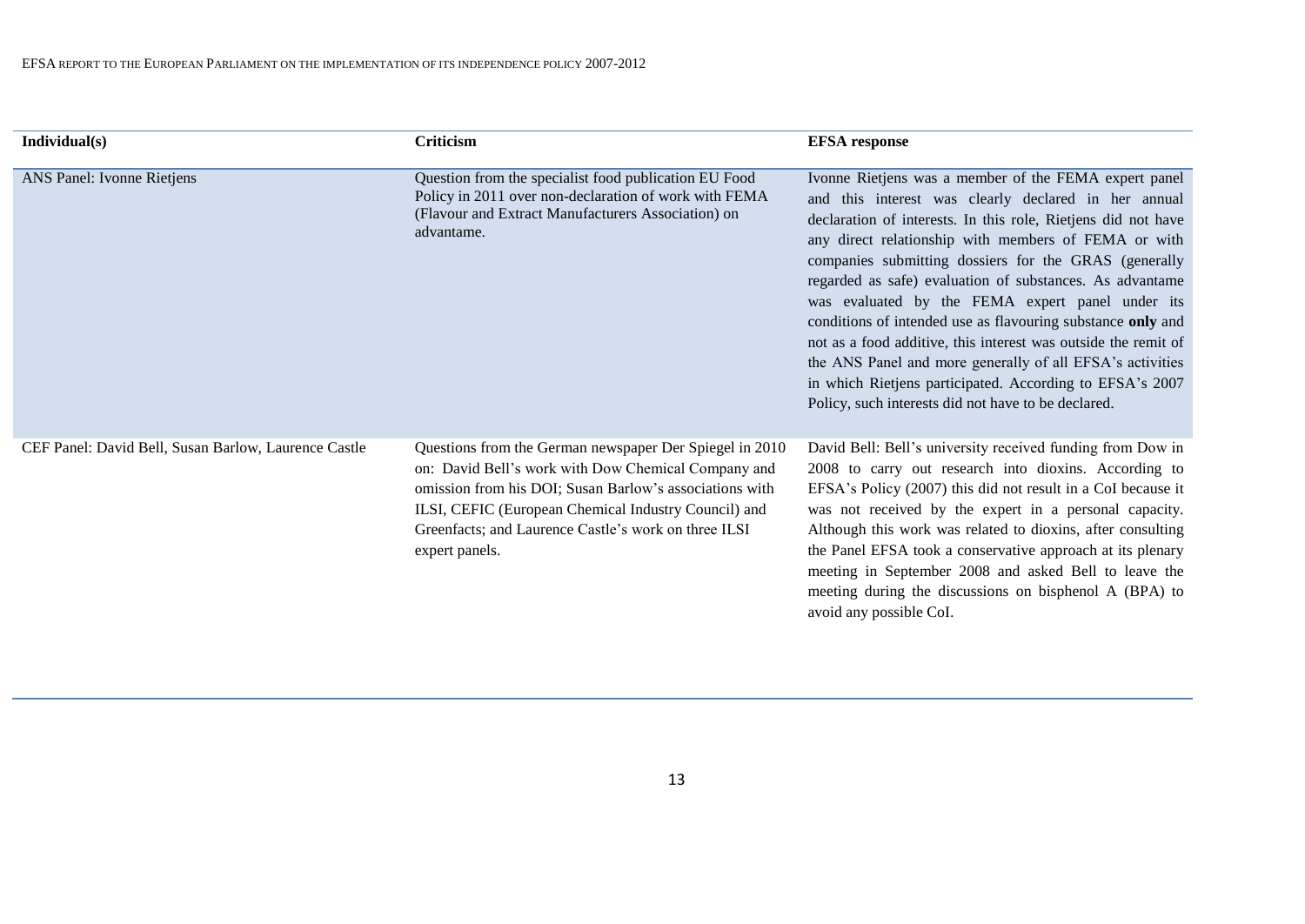| Individual(s) | Criticism | EFSA response |
|---|---|---|
| ANS Panel: Ivonne Rietjens | Question from the specialist food publication EU Food Policy in 2011 over non-declaration of work with FEMA (Flavour and Extract Manufacturers Association) on advantame. | Ivonne Rietjens was a member of the FEMA expert panel and this interest was clearly declared in her annual declaration of interests. In this role, Rietjens did not have any direct relationship with members of FEMA or with companies submitting dossiers for the GRAS (generally regarded as safe) evaluation of substances. As advantame was evaluated by the FEMA expert panel under its conditions of intended use as flavouring substance **only** and not as a food additive, this interest was outside the remit of the ANS Panel and more generally of all EFSA's activities in which Rietjens participated. According to EFSA's 2007 Policy, such interests did not have to be declared. |
| CEF Panel: David Bell, Susan Barlow, Laurence Castle | Questions from the German newspaper Der Spiegel in 2010 on: David Bell's work with Dow Chemical Company and omission from his DOI; Susan Barlow's associations with ILSI, CEFIC (European Chemical Industry Council) and Greenfacts; and Laurence Castle's work on three ILSI expert panels. | David Bell: Bell's university received funding from Dow in 2008 to carry out research into dioxins. According to EFSA's Policy (2007) this did not result in a CoI because it was not received by the expert in a personal capacity. Although this work was related to dioxins, after consulting the Panel EFSA took a conservative approach at its plenary meeting in September 2008 and asked Bell to leave the meeting during the discussions on bisphenol A (BPA) to avoid any possible CoI. |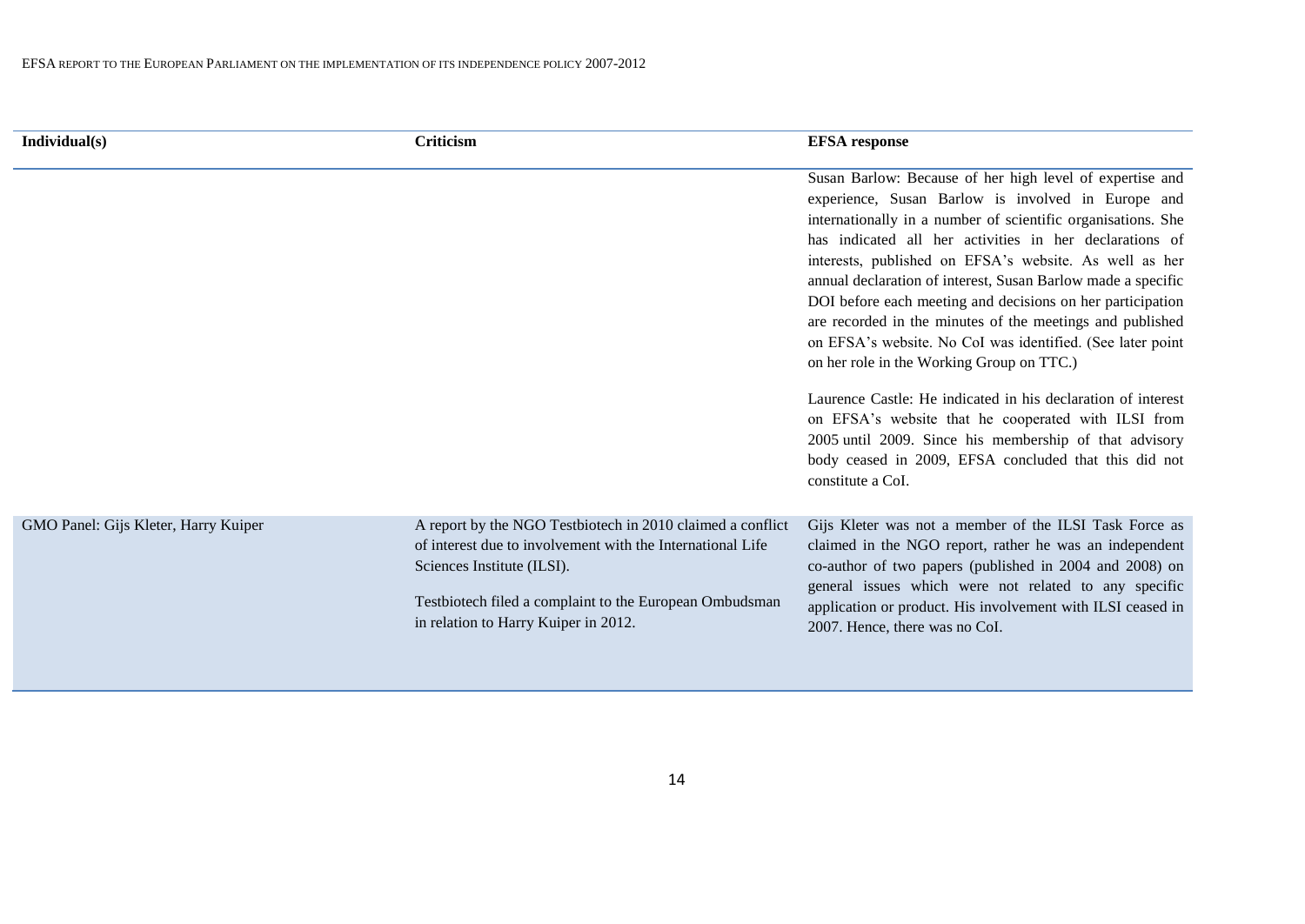| Individual(s) | Criticism | EFSA response |
|---|---|---|
| | | Susan Barlow: Because of her high level of expertise and experience, Susan Barlow is involved in Europe and internationally in a number of scientific organisations. She has indicated all her activities in her declarations of interests, published on EFSA's website. As well as her annual declaration of interest, Susan Barlow made a specific DOI before each meeting and decisions on her participation are recorded in the minutes of the meetings and published on EFSA's website. No CoI was identified. (See later point on her role in the Working Group on TTC.)<br><br>Laurence Castle: He indicated in his declaration of interest on EFSA's website that he cooperated with ILSI from 2005 until 2009. Since his membership of that advisory body ceased in 2009, EFSA concluded that this did not constitute a CoI. |
| GMO Panel: Gijs Kleter, Harry Kuiper | A report by the NGO Testbiotech in 2010 claimed a conflict of interest due to involvement with the International Life Sciences Institute (ILSI).<br><br>Testbiotech filed a complaint to the European Ombudsman in relation to Harry Kuiper in 2012. | Gijs Kleter was not a member of the ILSI Task Force as claimed in the NGO report, rather he was an independent co-author of two papers (published in 2004 and 2008) on general issues which were not related to any specific application or product. His involvement with ILSI ceased in 2007. Hence, there was no CoI. |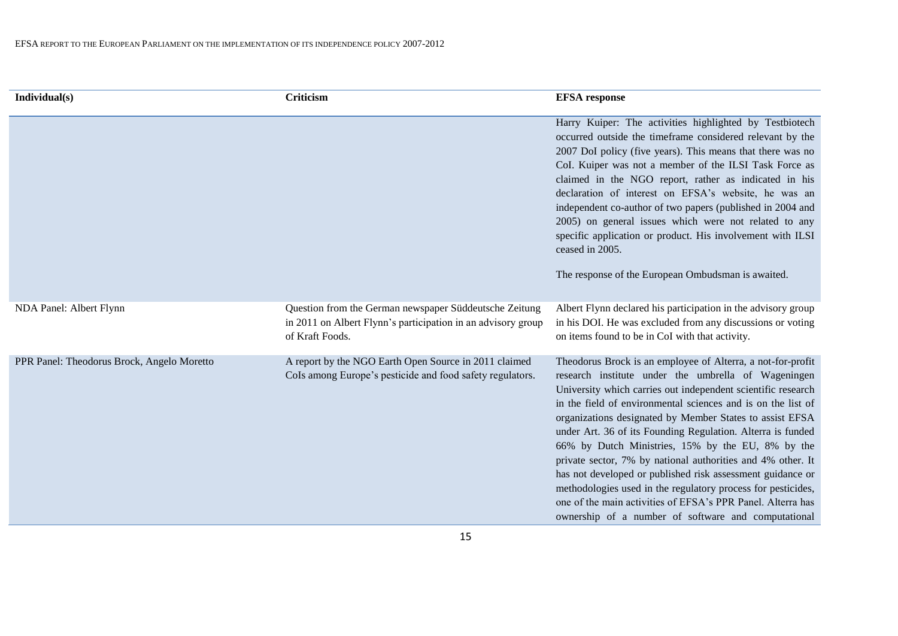| Individual(s) | Criticism | EFSA response |
|---|---|---|
| | | Harry Kuiper: The activities highlighted by Testbiotech occurred outside the timeframe considered relevant by the 2007 DoI policy (five years). This means that there was no CoI. Kuiper was not a member of the ILSI Task Force as claimed in the NGO report, rather as indicated in his declaration of interest on EFSA's website, he was an independent co-author of two papers (published in 2004 and 2005) on general issues which were not related to any specific application or product. His involvement with ILSI ceased in 2005.<br><br>The response of the European Ombudsman is awaited. |
| NDA Panel: Albert Flynn | Question from the German newspaper Süddeutsche Zeitung in 2011 on Albert Flynn's participation in an advisory group of Kraft Foods. | Albert Flynn declared his participation in the advisory group in his DOI. He was excluded from any discussions or voting on items found to be in CoI with that activity. |
| PPR Panel: Theodorus Brock, Angelo Moretto | A report by the NGO Earth Open Source in 2011 claimed CoIs among Europe's pesticide and food safety regulators. | Theodorus Brock is an employee of Alterra, a not-for-profit research institute under the umbrella of Wageningen University which carries out independent scientific research in the field of environmental sciences and is on the list of organizations designated by Member States to assist EFSA under Art. 36 of its Founding Regulation. Alterra is funded 66% by Dutch Ministries, 15% by the EU, 8% by the private sector, 7% by national authorities and 4% other. It has not developed or published risk assessment guidance or methodologies used in the regulatory process for pesticides, one of the main activities of EFSA's PPR Panel. Alterra has ownership of a number of software and computational |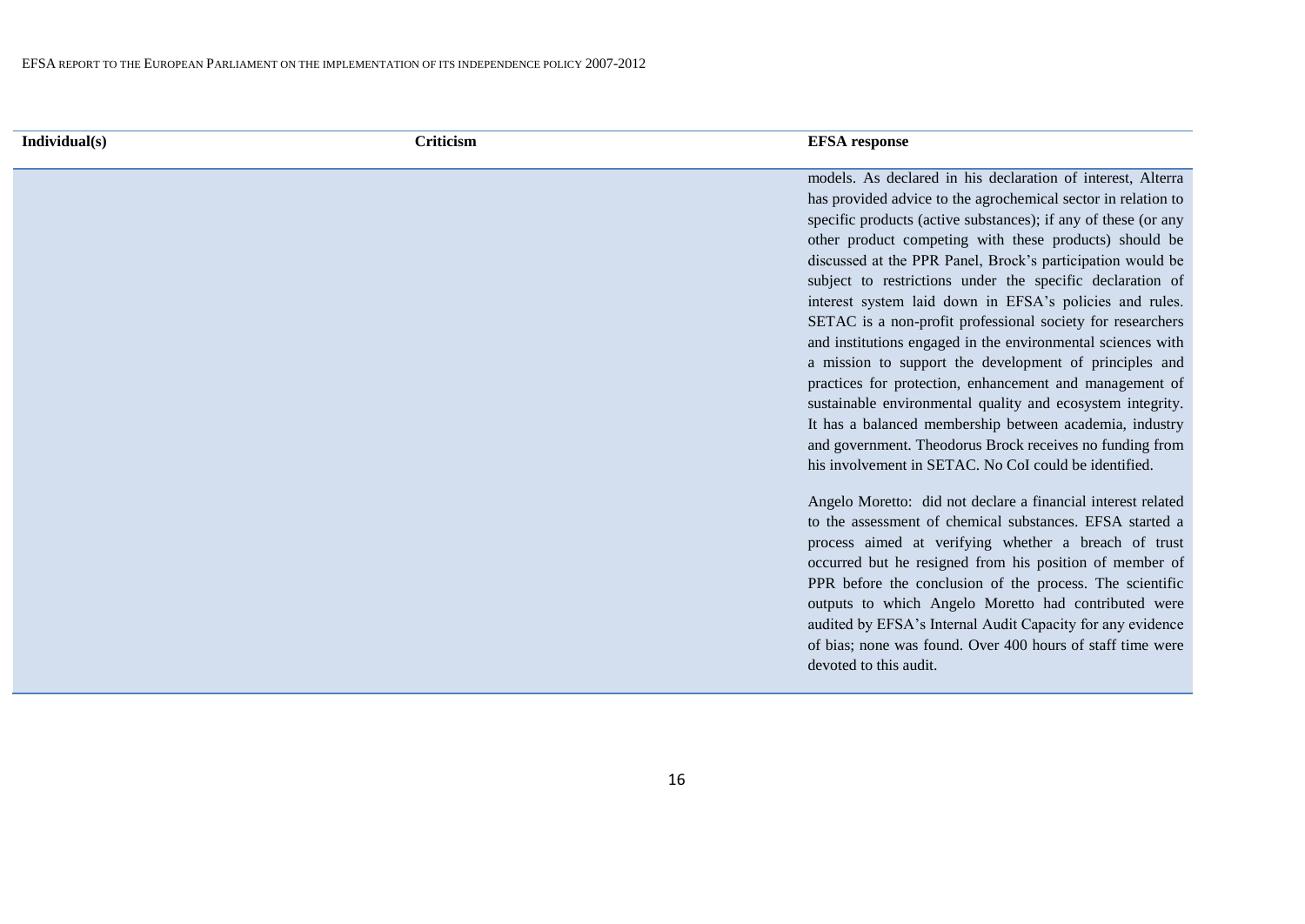| Individual(s) | Criticism | EFSA response |
|---|---|---|
| | | models. As declared in his declaration of interest, Alterra has provided advice to the agrochemical sector in relation to specific products (active substances); if any of these (or any other product competing with these products) should be discussed at the PPR Panel, Brock's participation would be subject to restrictions under the specific declaration of interest system laid down in EFSA's policies and rules. SETAC is a non-profit professional society for researchers and institutions engaged in the environmental sciences with a mission to support the development of principles and practices for protection, enhancement and management of sustainable environmental quality and ecosystem integrity. It has a balanced membership between academia, industry and government. Theodorus Brock receives no funding from his involvement in SETAC. No CoI could be identified.<br><br>Angelo Moretto: did not declare a financial interest related to the assessment of chemical substances. EFSA started a process aimed at verifying whether a breach of trust occurred but he resigned from his position of member of PPR before the conclusion of the process. The scientific outputs to which Angelo Moretto had contributed were audited by EFSA's Internal Audit Capacity for any evidence of bias; none was found. Over 400 hours of staff time were devoted to this audit. |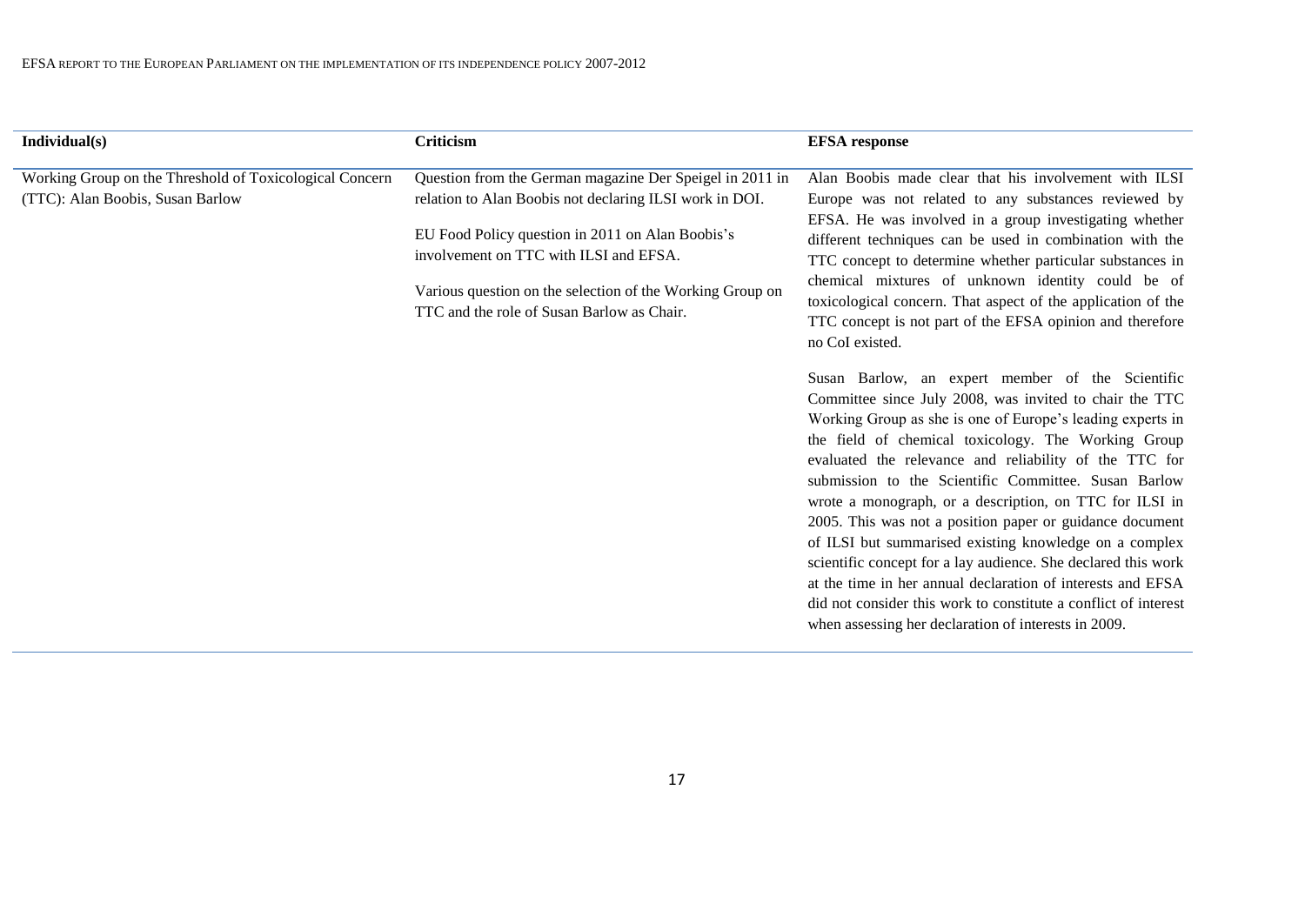| Individual(s) | Criticism | EFSA response |
|---|---|---|
| Working Group on the Threshold of Toxicological Concern (TTC): Alan Boobis, Susan Barlow | Question from the German magazine Der Speigel in 2011 in relation to Alan Boobis not declaring ILSI work in DOI.<br><br>EU Food Policy question in 2011 on Alan Boobis's involvement on TTC with ILSI and EFSA.<br><br>Various question on the selection of the Working Group on TTC and the role of Susan Barlow as Chair. | Alan Boobis made clear that his involvement with ILSI Europe was not related to any substances reviewed by EFSA. He was involved in a group investigating whether different techniques can be used in combination with the TTC concept to determine whether particular substances in chemical mixtures of unknown identity could be of toxicological concern. That aspect of the application of the TTC concept is not part of the EFSA opinion and therefore no CoI existed.<br><br>Susan Barlow, an expert member of the Scientific Committee since July 2008, was invited to chair the TTC Working Group as she is one of Europe's leading experts in the field of chemical toxicology. The Working Group evaluated the relevance and reliability of the TTC for submission to the Scientific Committee. Susan Barlow wrote a monograph, or a description, on TTC for ILSI in 2005. This was not a position paper or guidance document of ILSI but summarised existing knowledge on a complex scientific concept for a lay audience. She declared this work at the time in her annual declaration of interests and EFSA did not consider this work to constitute a conflict of interest when assessing her declaration of interests in 2009. |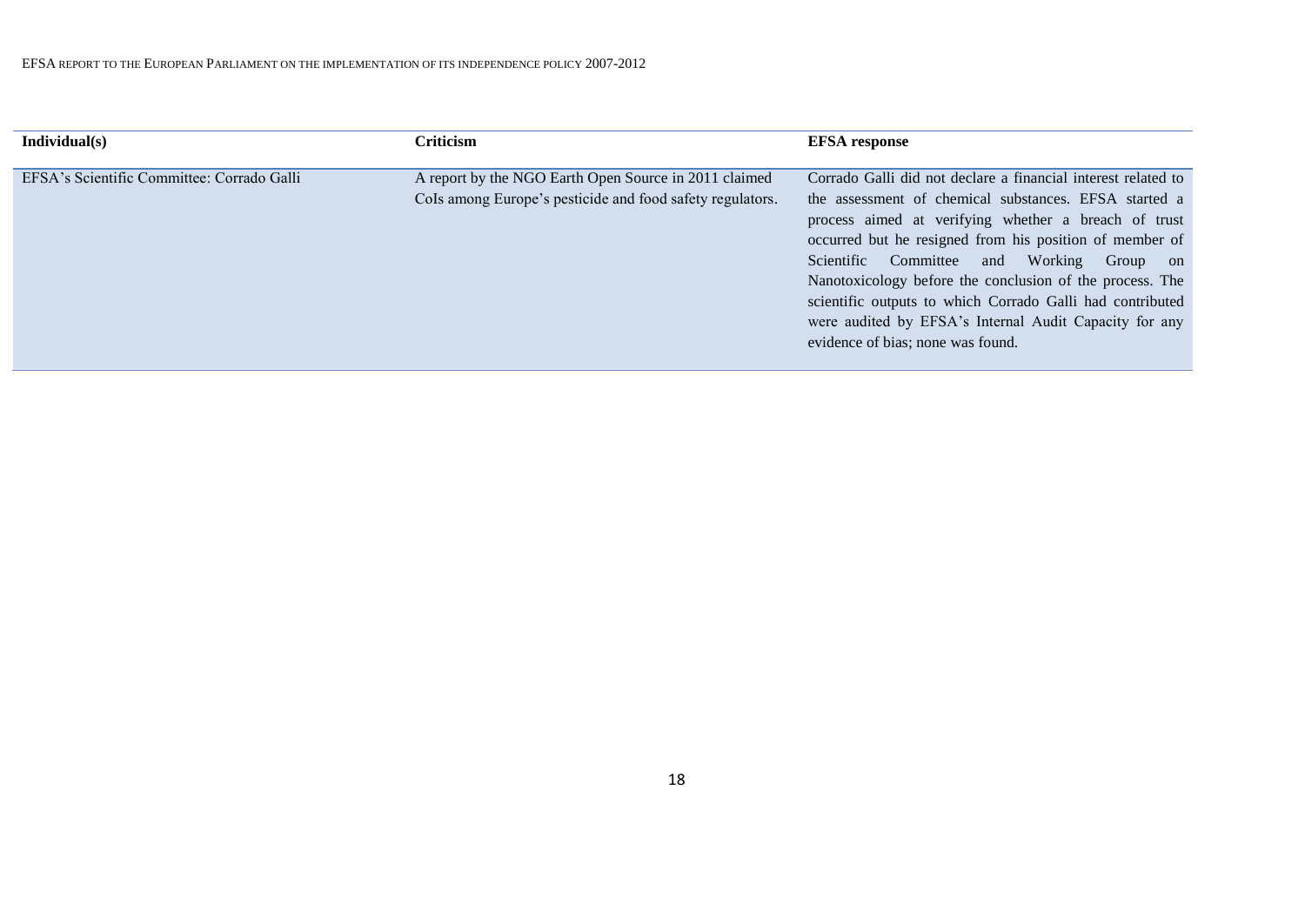| Individual(s) | Criticism | EFSA response |
|---|---|---|
| EFSA's Scientific Committee: Corrado Galli | A report by the NGO Earth Open Source in 2011 claimed CoIs among Europe's pesticide and food safety regulators. | Corrado Galli did not declare a financial interest related to the assessment of chemical substances. EFSA started a process aimed at verifying whether a breach of trust occurred but he resigned from his position of member of Scientific Committee and Working Group on Nanotoxicology before the conclusion of the process. The scientific outputs to which Corrado Galli had contributed were audited by EFSA's Internal Audit Capacity for any evidence of bias; none was found. |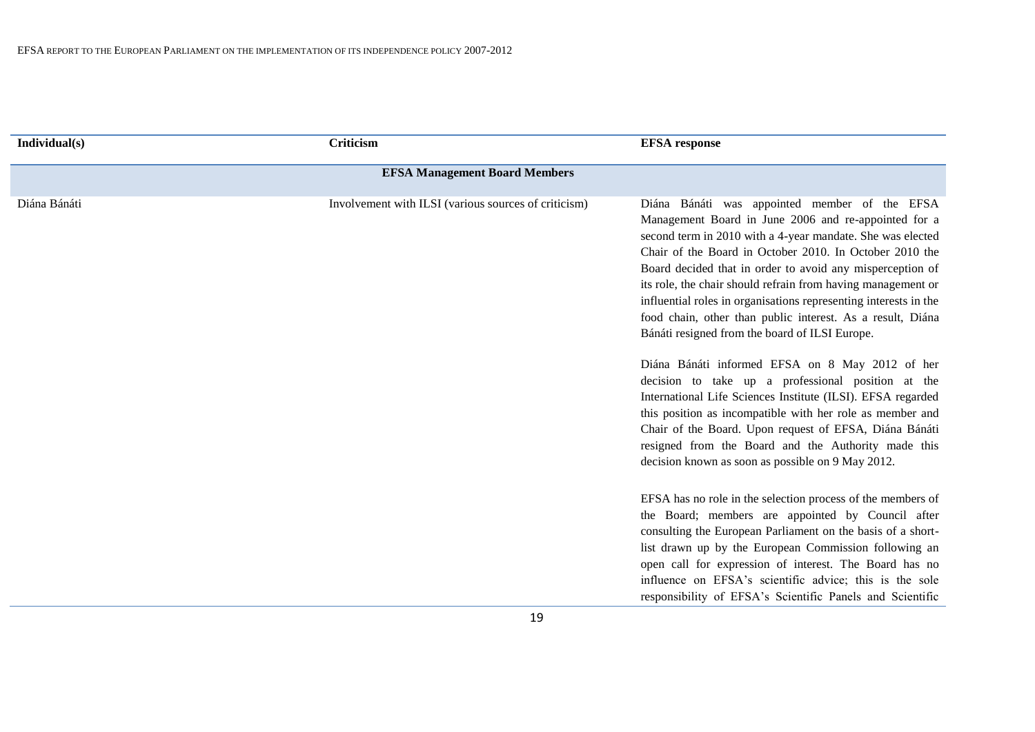| Individual(s) | Criticism | EFSA response |
|---|---|---|
| | **EFSA Management Board Members** | |
| Diána Bánáti | Involvement with ILSI (various sources of criticism) | Diána Bánáti was appointed member of the EFSA Management Board in June 2006 and re-appointed for a second term in 2010 with a 4-year mandate. She was elected Chair of the Board in October 2010. In October 2010 the Board decided that in order to avoid any misperception of its role, the chair should refrain from having management or influential roles in organisations representing interests in the food chain, other than public interest. As a result, Diána Bánáti resigned from the board of ILSI Europe.<br><br>Diána Bánáti informed EFSA on 8 May 2012 of her decision to take up a professional position at the International Life Sciences Institute (ILSI). EFSA regarded this position as incompatible with her role as member and Chair of the Board. Upon request of EFSA, Diána Bánáti resigned from the Board and the Authority made this decision known as soon as possible on 9 May 2012.<br><br>EFSA has no role in the selection process of the members of the Board; members are appointed by Council after consulting the European Parliament on the basis of a short-list drawn up by the European Commission following an open call for expression of interest. The Board has no influence on EFSA's scientific advice; this is the sole responsibility of EFSA's Scientific Panels and Scientific |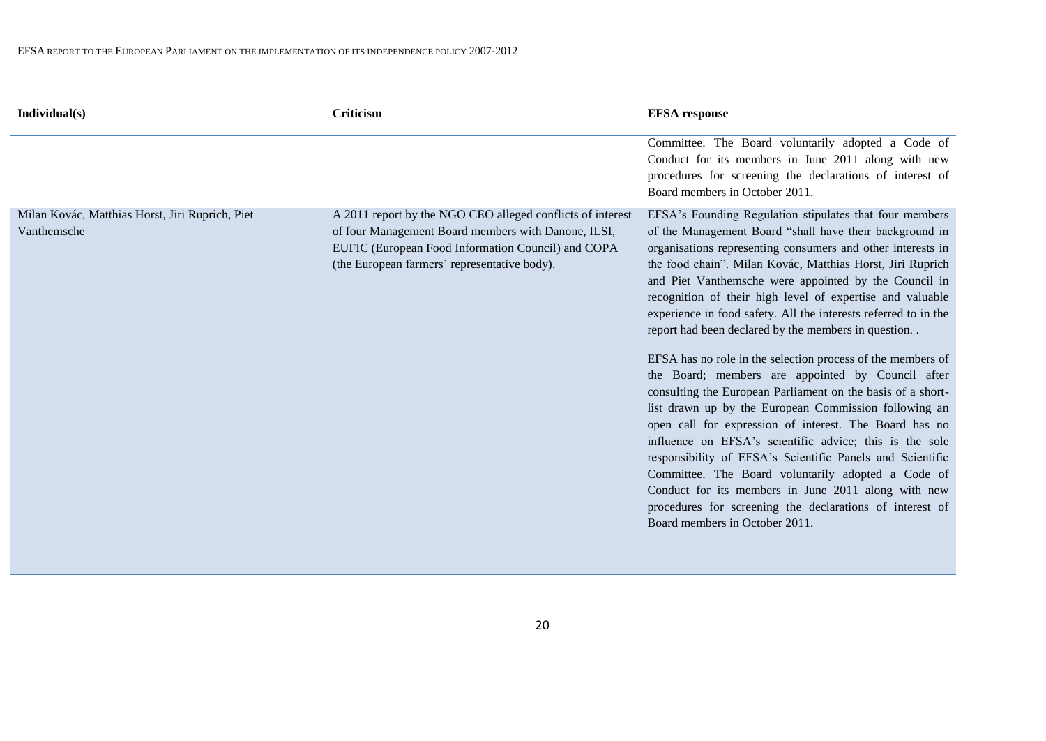| Individual(s) | Criticism | EFSA response |
| --- | --- | --- |
| | | Committee. The Board voluntarily adopted a Code of Conduct for its members in June 2011 along with new procedures for screening the declarations of interest of Board members in October 2011. |
| Milan Kovác, Matthias Horst, Jiri Ruprich, Piet Vanthemsche | A 2011 report by the NGO CEO alleged conflicts of interest of four Management Board members with Danone, ILSI, EUFIC (European Food Information Council) and COPA (the European farmers' representative body). | EFSA's Founding Regulation stipulates that four members of the Management Board "shall have their background in organisations representing consumers and other interests in the food chain". Milan Kovác, Matthias Horst, Jiri Ruprich and Piet Vanthemsche were appointed by the Council in recognition of their high level of expertise and valuable experience in food safety. All the interests referred to in the report had been declared by the members in question. .<br><br>EFSA has no role in the selection process of the members of the Board; members are appointed by Council after consulting the European Parliament on the basis of a short-list drawn up by the European Commission following an open call for expression of interest. The Board has no influence on EFSA's scientific advice; this is the sole responsibility of EFSA's Scientific Panels and Scientific Committee. The Board voluntarily adopted a Code of Conduct for its members in June 2011 along with new procedures for screening the declarations of interest of Board members in October 2011. |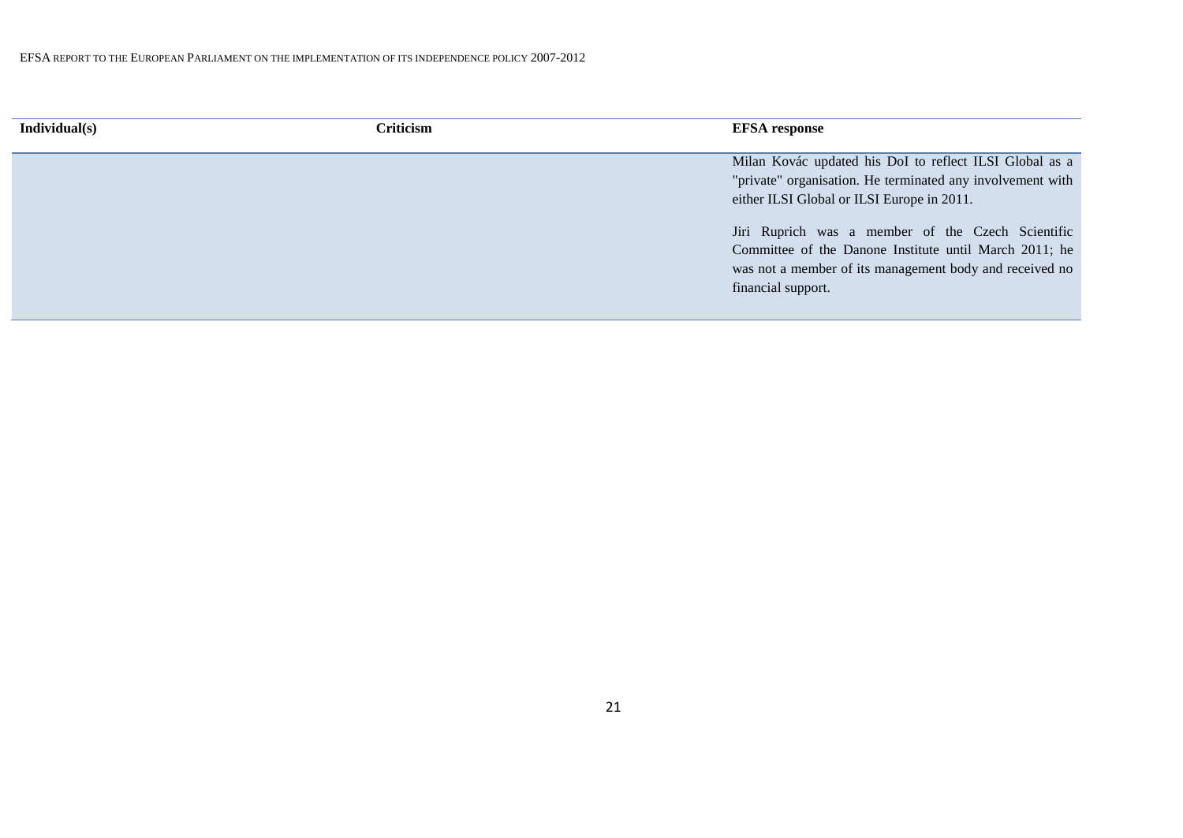| Individual(s) | Criticism | EFSA response |
| --- | --- | --- |
| | | Milan Kovác updated his DoI to reflect ILSI Global as a "private" organisation. He terminated any involvement with either ILSI Global or ILSI Europe in 2011.<br><br>Jiri Ruprich was a member of the Czech Scientific Committee of the Danone Institute until March 2011; he was not a member of its management body and received no financial support. |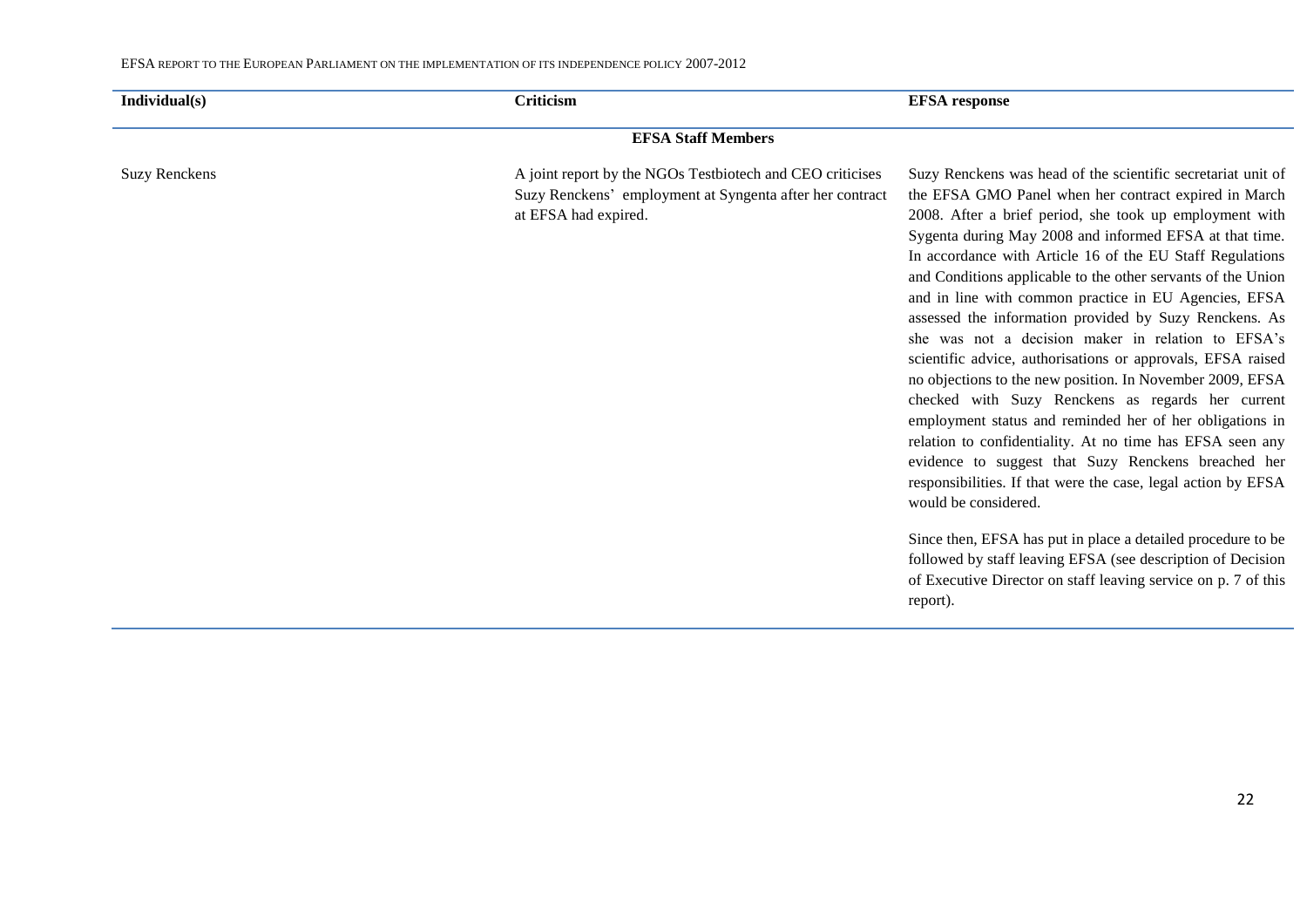| Individual(s) | Criticism | EFSA response |
|---|---|---|
| **EFSA Staff Members** | | |
| Suzy Renckens | A joint report by the NGOs Testbiotech and CEO criticises Suzy Renckens' employment at Syngenta after her contract at EFSA had expired. | Suzy Renckens was head of the scientific secretariat unit of the EFSA GMO Panel when her contract expired in March 2008. After a brief period, she took up employment with Sygenta during May 2008 and informed EFSA at that time. In accordance with Article 16 of the EU Staff Regulations and Conditions applicable to the other servants of the Union and in line with common practice in EU Agencies, EFSA assessed the information provided by Suzy Renckens. As she was not a decision maker in relation to EFSA's scientific advice, authorisations or approvals, EFSA raised no objections to the new position. In November 2009, EFSA checked with Suzy Renckens as regards her current employment status and reminded her of her obligations in relation to confidentiality. At no time has EFSA seen any evidence to suggest that Suzy Renckens breached her responsibilities. If that were the case, legal action by EFSA would be considered.<br><br>Since then, EFSA has put in place a detailed procedure to be followed by staff leaving EFSA (see description of Decision of Executive Director on staff leaving service on p. 7 of this report). |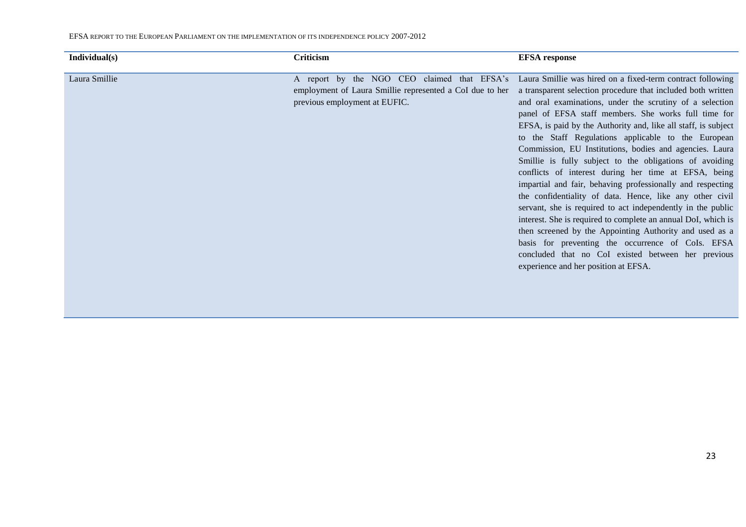| Individual(s) | Criticism | EFSA response |
| --- | --- | --- |
| Laura Smillie | A report by the NGO CEO claimed that EFSA's employment of Laura Smillie represented a CoI due to her previous employment at EUFIC. | Laura Smillie was hired on a fixed-term contract following a transparent selection procedure that included both written and oral examinations, under the scrutiny of a selection panel of EFSA staff members. She works full time for EFSA, is paid by the Authority and, like all staff, is subject to the Staff Regulations applicable to the European Commission, EU Institutions, bodies and agencies. Laura Smillie is fully subject to the obligations of avoiding conflicts of interest during her time at EFSA, being impartial and fair, behaving professionally and respecting the confidentiality of data. Hence, like any other civil servant, she is required to act independently in the public interest. She is required to complete an annual DoI, which is then screened by the Appointing Authority and used as a basis for preventing the occurrence of CoIs. EFSA concluded that no CoI existed between her previous experience and her position at EFSA. |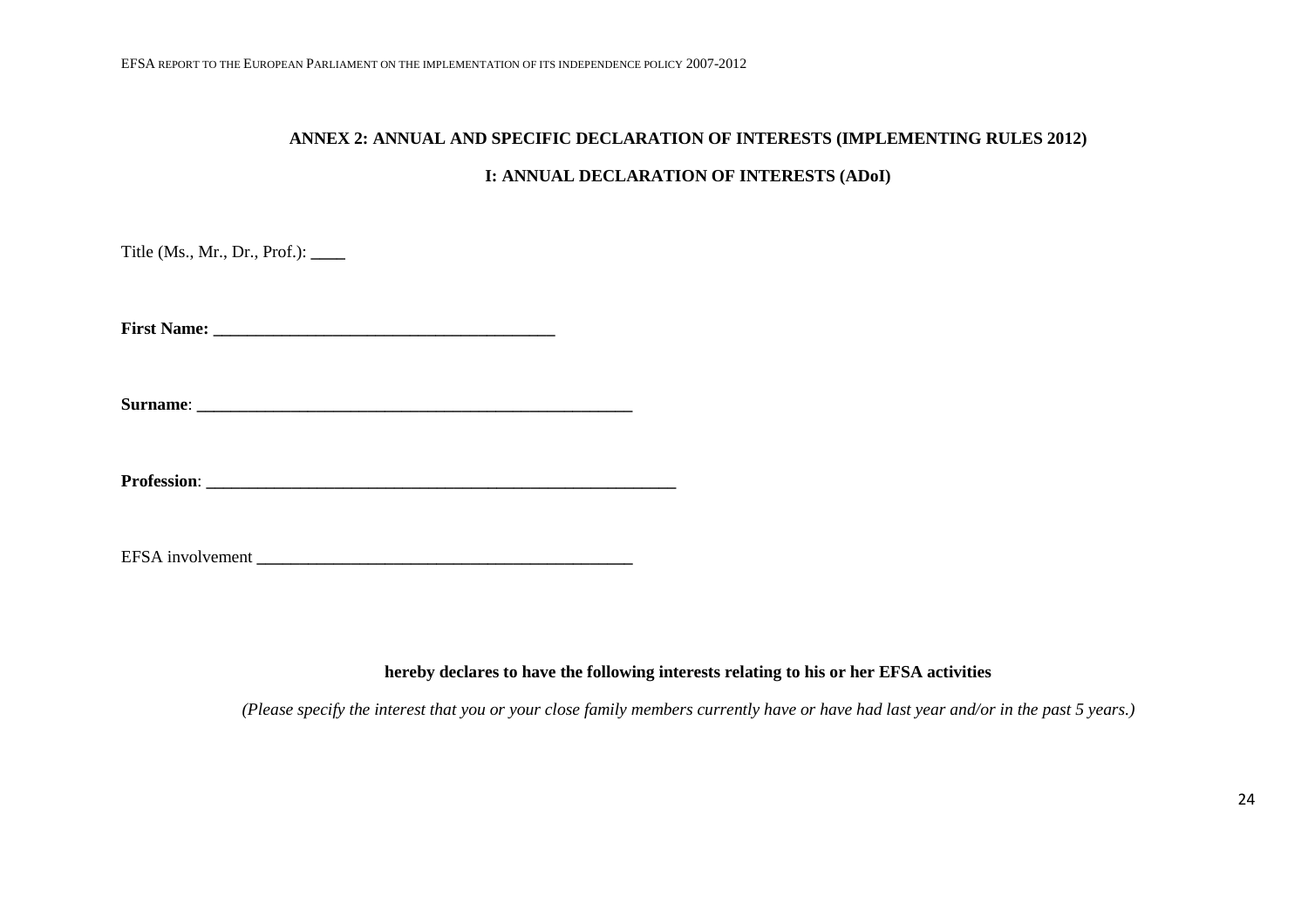## ANNEX 2: ANNUAL AND SPECIFIC DECLARATION OF INTERESTS (IMPLEMENTING RULES 2012)

### I: ANNUAL DECLARATION OF INTERESTS (ADoI)

Title (Ms., Mr., Dr., Prof.): ____

**First Name: ________________________________________**

**Surname**: ____________________________________________________

**Profession**: _________________________________________________________

EFSA involvement _____________________________________________

**hereby declares to have the following interests relating to his or her EFSA activities**

*(Please specify the interest that you or your close family members currently have or have had last year and/or in the past 5 years.)*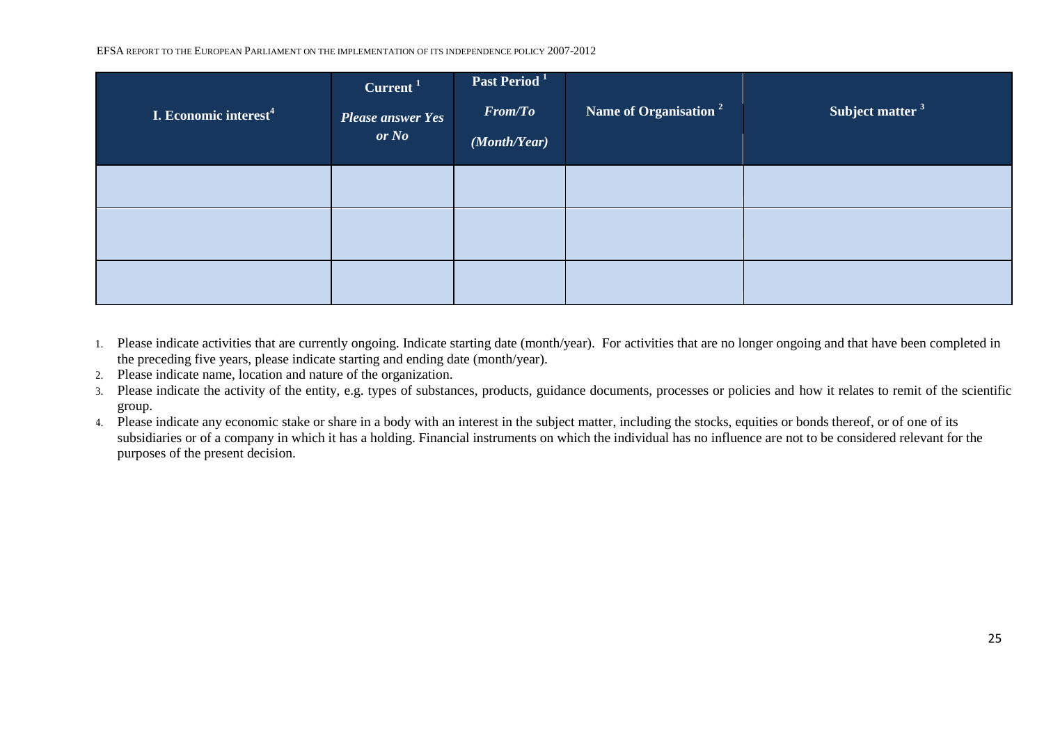| I. Economic interest[4] | Current [1] *Please answer Yes or No* | Past Period [1] *From/To (Month/Year)* | Name of Organisation [2] | Subject matter [3] |
|---|---|---|---|---|
| | | | | |
| | | | | |
| | | | | |

1. Please indicate activities that are currently ongoing. Indicate starting date (month/year). For activities that are no longer ongoing and that have been completed in the preceding five years, please indicate starting and ending date (month/year).
2. Please indicate name, location and nature of the organization.
3. Please indicate the activity of the entity, e.g. types of substances, products, guidance documents, processes or policies and how it relates to remit of the scientific group.
4. Please indicate any economic stake or share in a body with an interest in the subject matter, including the stocks, equities or bonds thereof, or of one of its subsidiaries or of a company in which it has a holding. Financial instruments on which the individual has no influence are not to be considered relevant for the purposes of the present decision.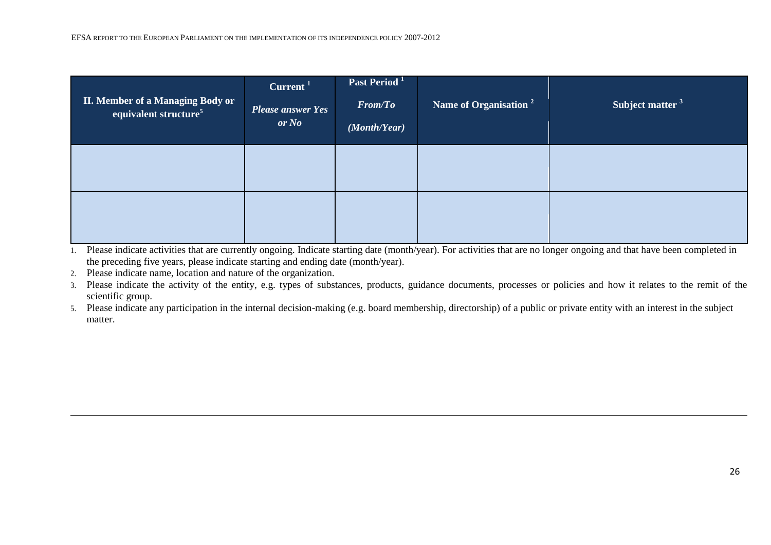| II. Member of a Managing Body or equivalent structure[5] | Current [1] *Please answer Yes or No* | Past Period [1] *From/To* *(Month/Year)* | Name of Organisation [2] | Subject matter [3] |
|---|---|---|---|---|
| | | | | |
| | | | | |

1. Please indicate activities that are currently ongoing. Indicate starting date (month/year). For activities that are no longer ongoing and that have been completed in the preceding five years, please indicate starting and ending date (month/year).
2. Please indicate name, location and nature of the organization.
3. Please indicate the activity of the entity, e.g. types of substances, products, guidance documents, processes or policies and how it relates to the remit of the scientific group.
5. Please indicate any participation in the internal decision-making (e.g. board membership, directorship) of a public or private entity with an interest in the subject matter.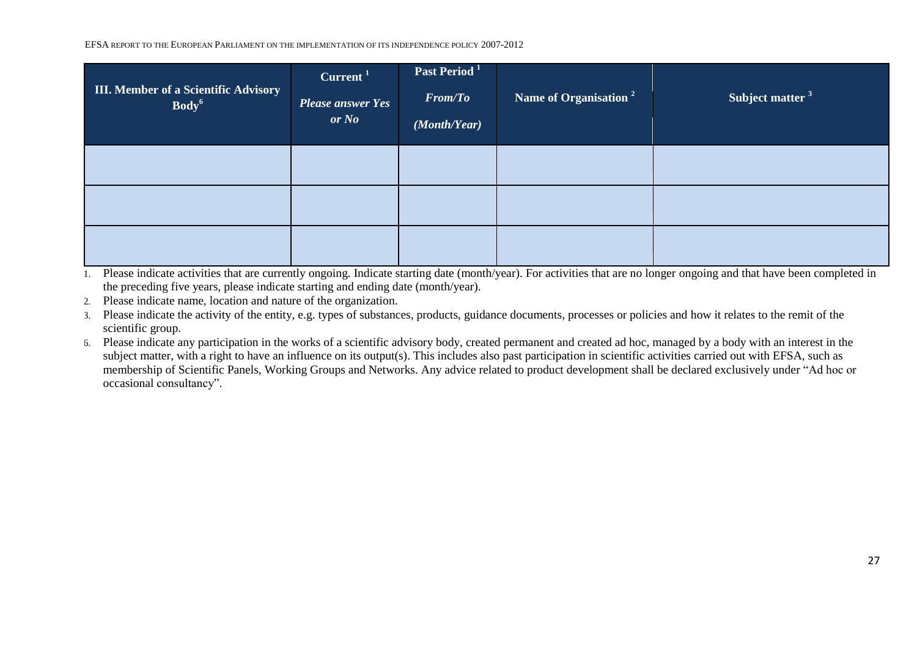| III. Member of a Scientific Advisory Body[6] | Current [1] *Please answer Yes or No* | Past Period [1] *From/To (Month/Year)* | Name of Organisation [2] | Subject matter [3] |
|---|---|---|---|---|
| | | | | |
| | | | | |
| | | | | |

1. Please indicate activities that are currently ongoing. Indicate starting date (month/year). For activities that are no longer ongoing and that have been completed in the preceding five years, please indicate starting and ending date (month/year).
2. Please indicate name, location and nature of the organization.
3. Please indicate the activity of the entity, e.g. types of substances, products, guidance documents, processes or policies and how it relates to the remit of the scientific group.
6. Please indicate any participation in the works of a scientific advisory body, created permanent and created ad hoc, managed by a body with an interest in the subject matter, with a right to have an influence on its output(s). This includes also past participation in scientific activities carried out with EFSA, such as membership of Scientific Panels, Working Groups and Networks. Any advice related to product development shall be declared exclusively under "Ad hoc or occasional consultancy".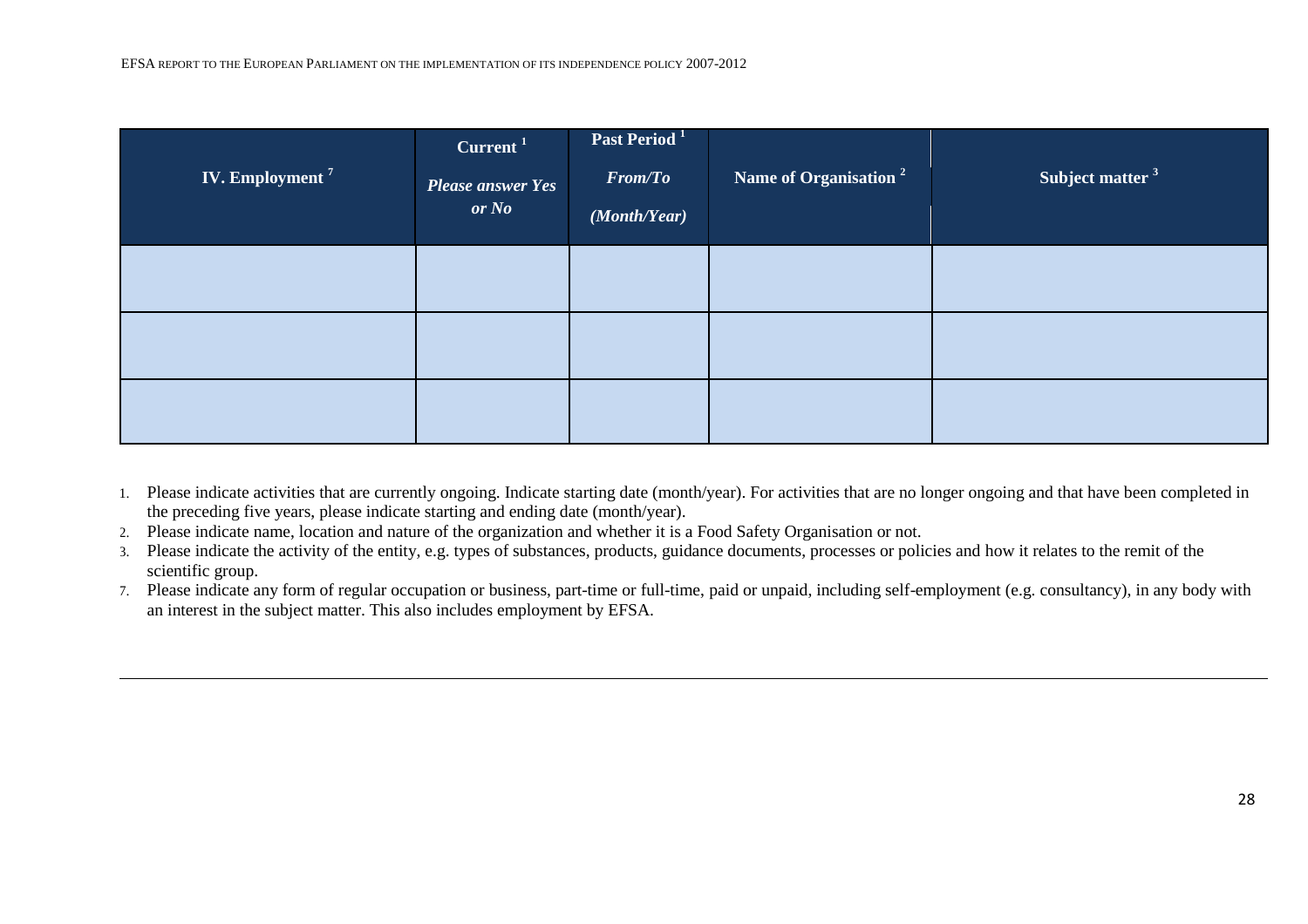| IV. Employment [7] | Current [1] *Please answer Yes or No* | Past Period [1] *From/To* *(Month/Year)* | Name of Organisation [2] | Subject matter [3] |
|---|---|---|---|---|
| | | | | |
| | | | | |
| | | | | |

1. Please indicate activities that are currently ongoing. Indicate starting date (month/year). For activities that are no longer ongoing and that have been completed in the preceding five years, please indicate starting and ending date (month/year).
2. Please indicate name, location and nature of the organization and whether it is a Food Safety Organisation or not.
3. Please indicate the activity of the entity, e.g. types of substances, products, guidance documents, processes or policies and how it relates to the remit of the scientific group.
7. Please indicate any form of regular occupation or business, part-time or full-time, paid or unpaid, including self-employment (e.g. consultancy), in any body with an interest in the subject matter. This also includes employment by EFSA.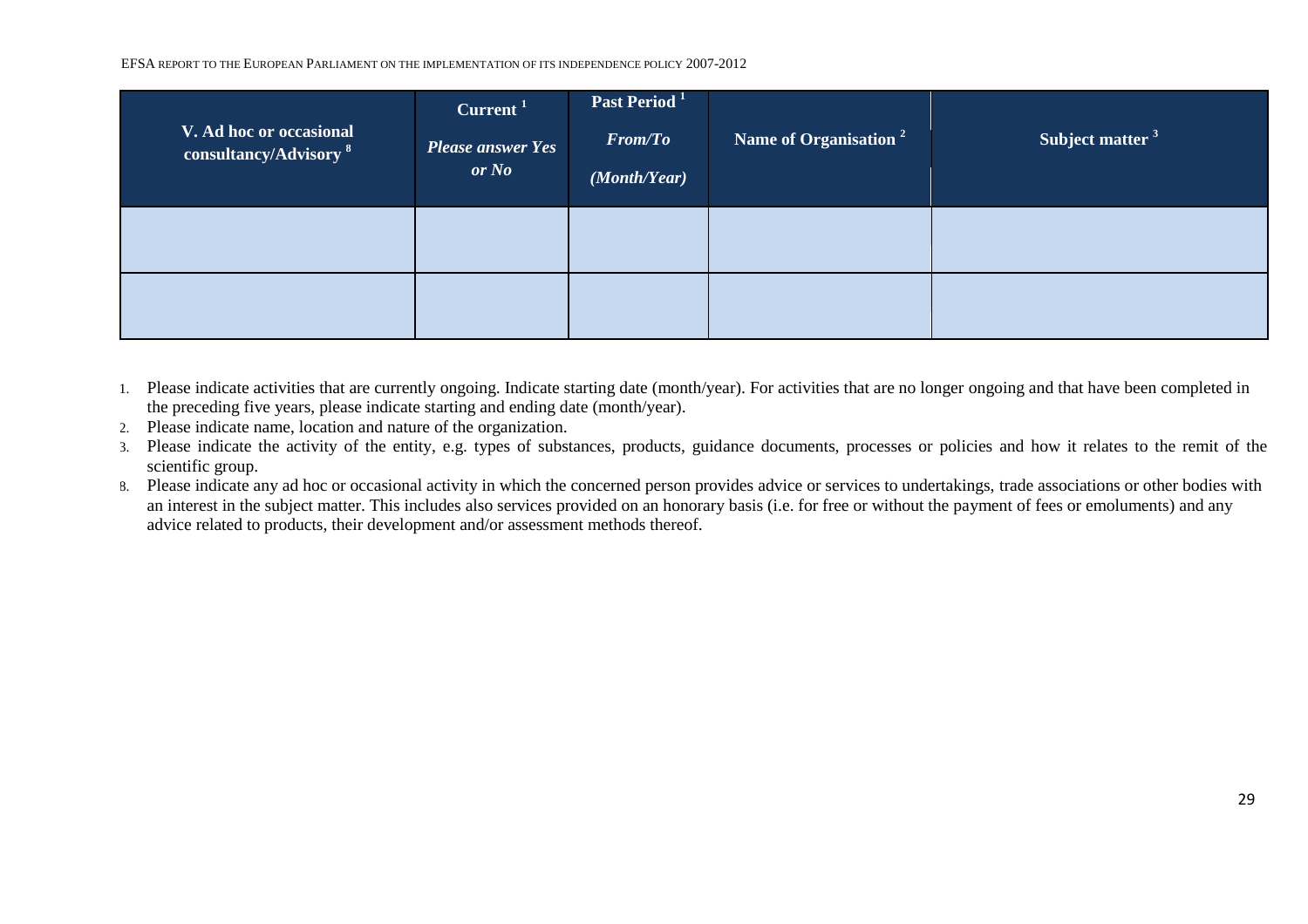| V. Ad hoc or occasional consultancy/Advisory [8] | Current [1] *Please answer Yes or No* | Past Period [1] *From/To* *(Month/Year)* | Name of Organisation [2] | Subject matter [3] |
|---|---|---|---|---|
| | | | | |
| | | | | |

1. Please indicate activities that are currently ongoing. Indicate starting date (month/year). For activities that are no longer ongoing and that have been completed in the preceding five years, please indicate starting and ending date (month/year).
2. Please indicate name, location and nature of the organization.
3. Please indicate the activity of the entity, e.g. types of substances, products, guidance documents, processes or policies and how it relates to the remit of the scientific group.
8. Please indicate any ad hoc or occasional activity in which the concerned person provides advice or services to undertakings, trade associations or other bodies with an interest in the subject matter. This includes also services provided on an honorary basis (i.e. for free or without the payment of fees or emoluments) and any advice related to products, their development and/or assessment methods thereof.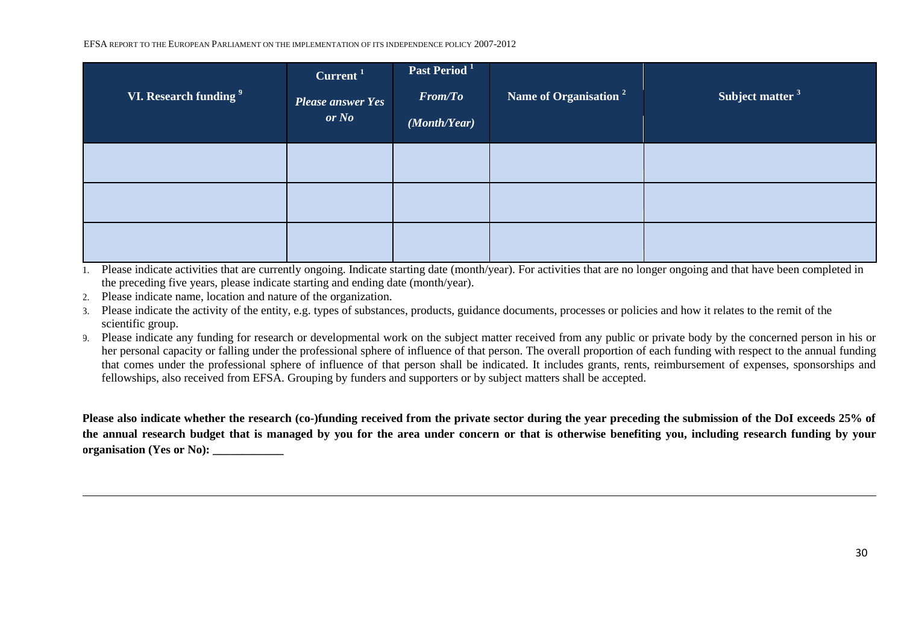| VI. Research funding [9] | Current [1] *Please answer Yes or No* | Past Period [1] *From/To* *(Month/Year)* | Name of Organisation [2] | Subject matter [3] |
|---|---|---|---|---|
| | | | | |
| | | | | |
| | | | | |

1. Please indicate activities that are currently ongoing. Indicate starting date (month/year). For activities that are no longer ongoing and that have been completed in the preceding five years, please indicate starting and ending date (month/year).
2. Please indicate name, location and nature of the organization.
3. Please indicate the activity of the entity, e.g. types of substances, products, guidance documents, processes or policies and how it relates to the remit of the scientific group.
9. Please indicate any funding for research or developmental work on the subject matter received from any public or private body by the concerned person in his or her personal capacity or falling under the professional sphere of influence of that person. The overall proportion of each funding with respect to the annual funding that comes under the professional sphere of influence of that person shall be indicated. It includes grants, rents, reimbursement of expenses, sponsorships and fellowships, also received from EFSA. Grouping by funders and supporters or by subject matters shall be accepted.

**Please also indicate whether the research (co-)funding received from the private sector during the year preceding the submission of the DoI exceeds 25% of the annual research budget that is managed by you for the area under concern or that is otherwise benefiting you, including research funding by your organisation (Yes or No): ____________**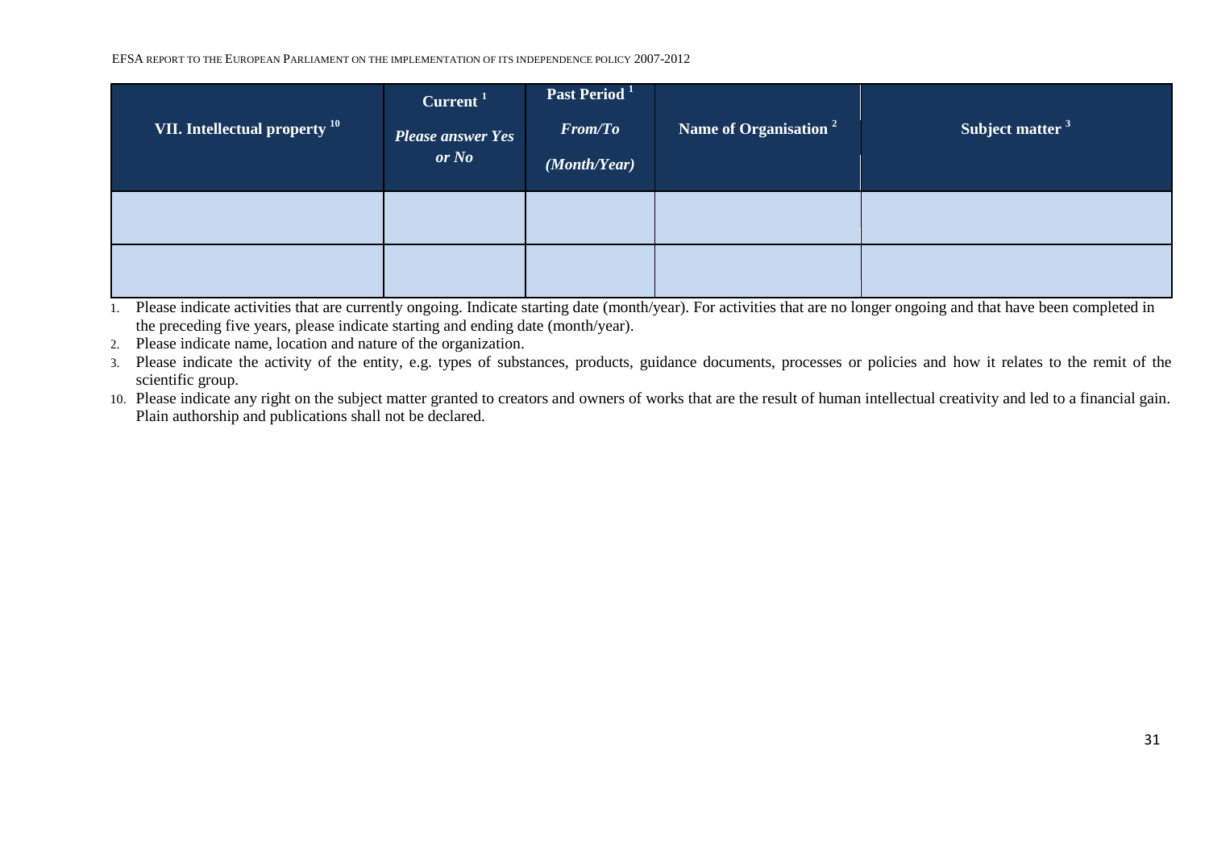| VII. Intellectual property [10] | Current [1] *Please answer Yes or No* | Past Period [1] *From/To* *(Month/Year)* | Name of Organisation [2] | Subject matter [3] |
|---|---|---|---|---|
| | | | | |
| | | | | |

1. Please indicate activities that are currently ongoing. Indicate starting date (month/year). For activities that are no longer ongoing and that have been completed in the preceding five years, please indicate starting and ending date (month/year).
2. Please indicate name, location and nature of the organization.
3. Please indicate the activity of the entity, e.g. types of substances, products, guidance documents, processes or policies and how it relates to the remit of the scientific group.
10. Please indicate any right on the subject matter granted to creators and owners of works that are the result of human intellectual creativity and led to a financial gain. Plain authorship and publications shall not be declared.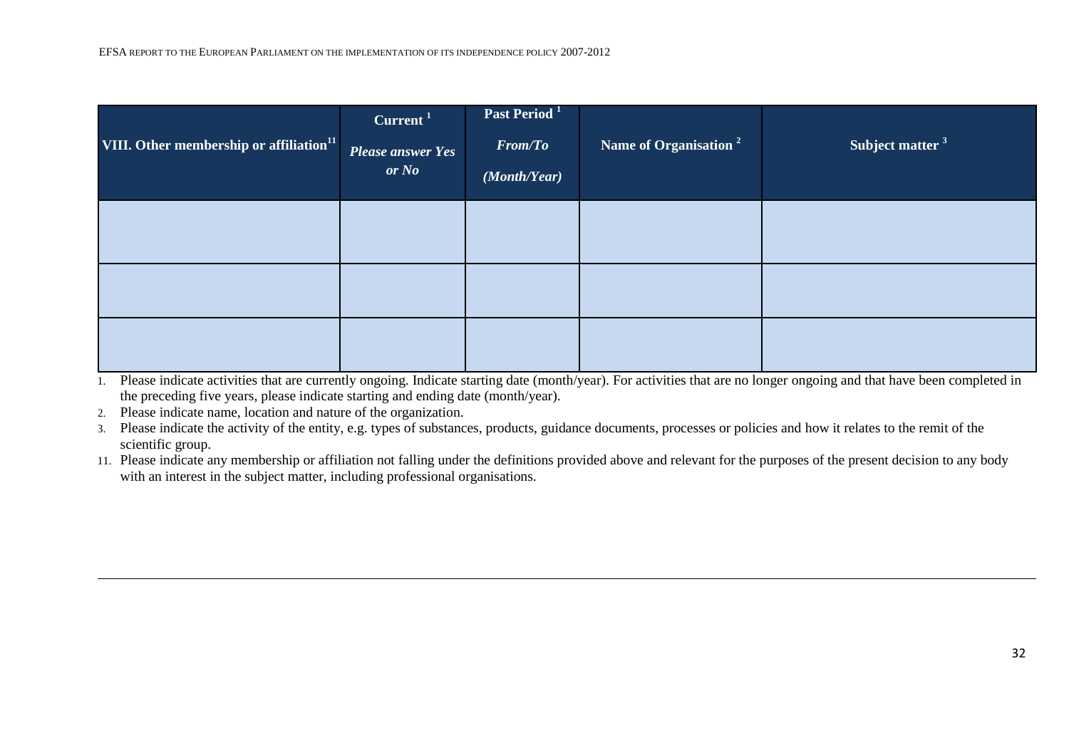| VIII. Other membership or affiliation[11] | Current [1] *Please answer Yes or No* | Past Period [1] *From/To (Month/Year)* | Name of Organisation [2] | Subject matter [3] |
|---|---|---|---|---|
| | | | | |
| | | | | |
| | | | | |

1. Please indicate activities that are currently ongoing. Indicate starting date (month/year). For activities that are no longer ongoing and that have been completed in the preceding five years, please indicate starting and ending date (month/year).
2. Please indicate name, location and nature of the organization.
3. Please indicate the activity of the entity, e.g. types of substances, products, guidance documents, processes or policies and how it relates to the remit of the scientific group.

11. Please indicate any membership or affiliation not falling under the definitions provided above and relevant for the purposes of the present decision to any body with an interest in the subject matter, including professional organisations.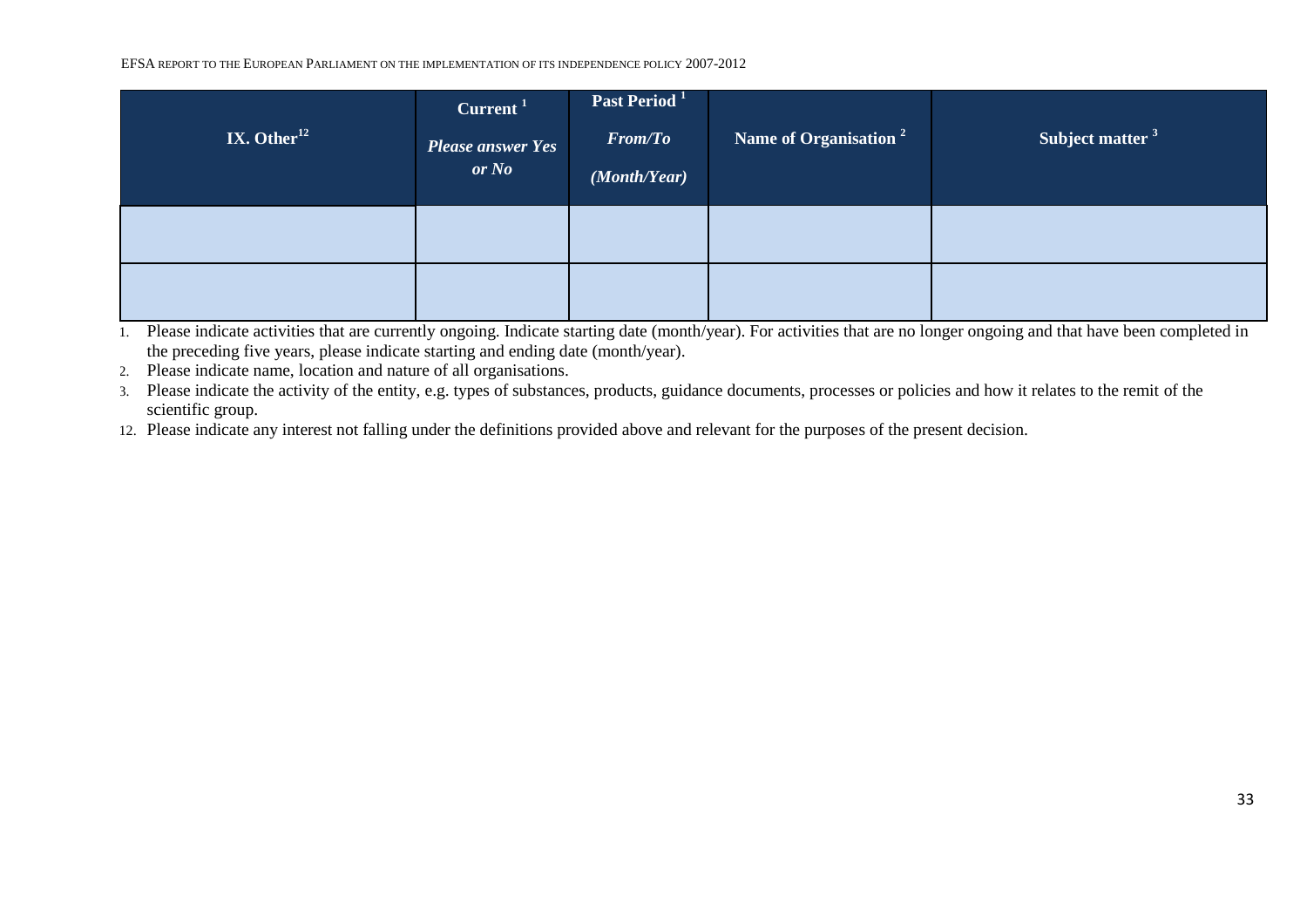| IX. Other[12] | Current [1] *Please answer Yes or No* | Past Period [1] *From/To* *(Month/Year)* | Name of Organisation [2] | Subject matter [3] |
|---|---|---|---|---|
| | | | | |
| | | | | |

1. Please indicate activities that are currently ongoing. Indicate starting date (month/year). For activities that are no longer ongoing and that have been completed in the preceding five years, please indicate starting and ending date (month/year).
2. Please indicate name, location and nature of all organisations.
3. Please indicate the activity of the entity, e.g. types of substances, products, guidance documents, processes or policies and how it relates to the remit of the scientific group.

12. Please indicate any interest not falling under the definitions provided above and relevant for the purposes of the present decision.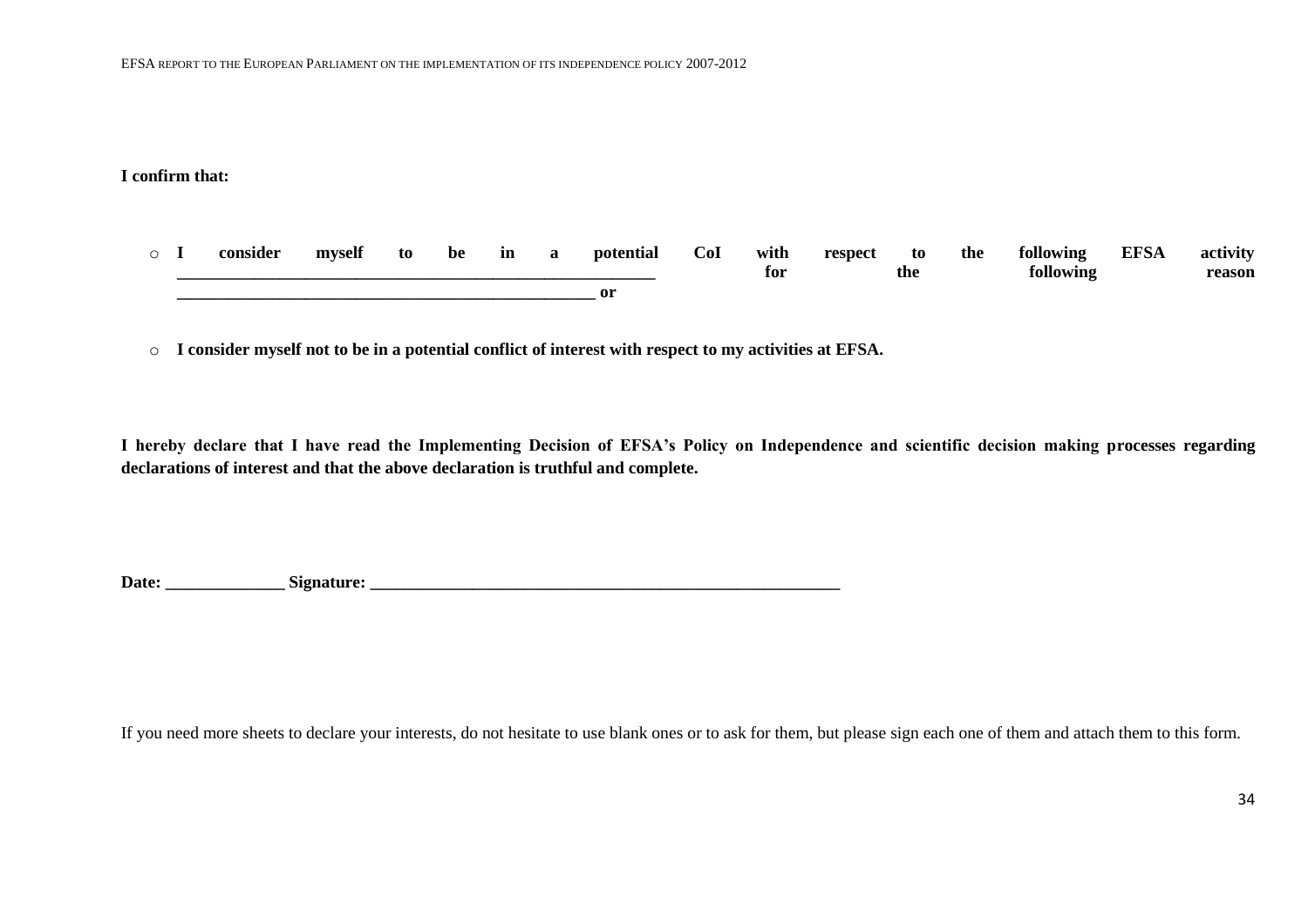**I confirm that:**

- **I consider myself to be in a potential CoI with respect to the following EFSA activity \_\_\_\_\_\_\_\_\_\_\_\_\_\_\_\_\_\_\_\_\_\_\_\_\_\_\_\_\_\_\_\_\_\_\_\_\_\_\_\_\_\_\_\_\_\_\_\_\_\_\_\_\_\_\_\_\_\_ for the following reason \_\_\_\_\_\_\_\_\_\_\_\_\_\_\_\_\_\_\_\_\_\_\_\_\_\_\_\_\_\_\_\_\_\_\_\_\_\_\_\_\_\_\_\_\_\_\_\_\_\_\_\_ or**

- **I consider myself not to be in a potential conflict of interest with respect to my activities at EFSA.**

**I hereby declare that I have read the Implementing Decision of EFSA's Policy on Independence and scientific decision making processes regarding declarations of interest and that the above declaration is truthful and complete.**

**Date: \_\_\_\_\_\_\_\_\_\_\_\_\_\_ Signature: \_\_\_\_\_\_\_\_\_\_\_\_\_\_\_\_\_\_\_\_\_\_\_\_\_\_\_\_\_\_\_\_\_\_\_\_\_\_\_\_\_\_\_\_\_\_\_\_\_\_\_\_\_\_\_\_\_\_**

If you need more sheets to declare your interests, do not hesitate to use blank ones or to ask for them, but please sign each one of them and attach them to this form.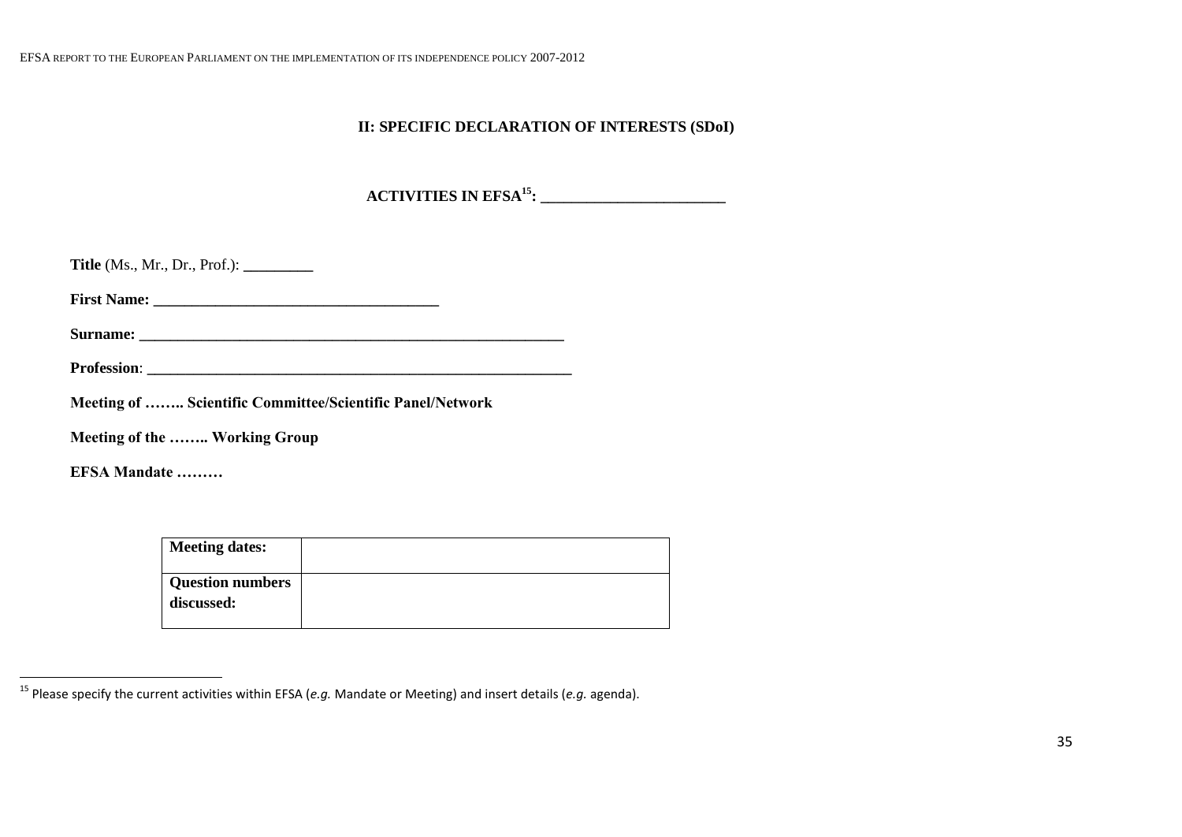## II: SPECIFIC DECLARATION OF INTERESTS (SDoI)

**ACTIVITIES IN EFSA[15]: _______________________**

**Title** (Ms., Mr., Dr., Prof.): _________

**First Name:** ____________________________________

**Surname:** ________________________________________________________

**Profession**: ________________________________________________________

**Meeting of …….. Scientific Committee/Scientific Panel/Network**

**Meeting of the …….. Working Group**

**EFSA Mandate ………**

| **Meeting dates:** | |
|---|---|
| **Question numbers discussed:** | |

[15] Please specify the current activities within EFSA (*e.g.* Mandate or Meeting) and insert details (*e.g.* agenda).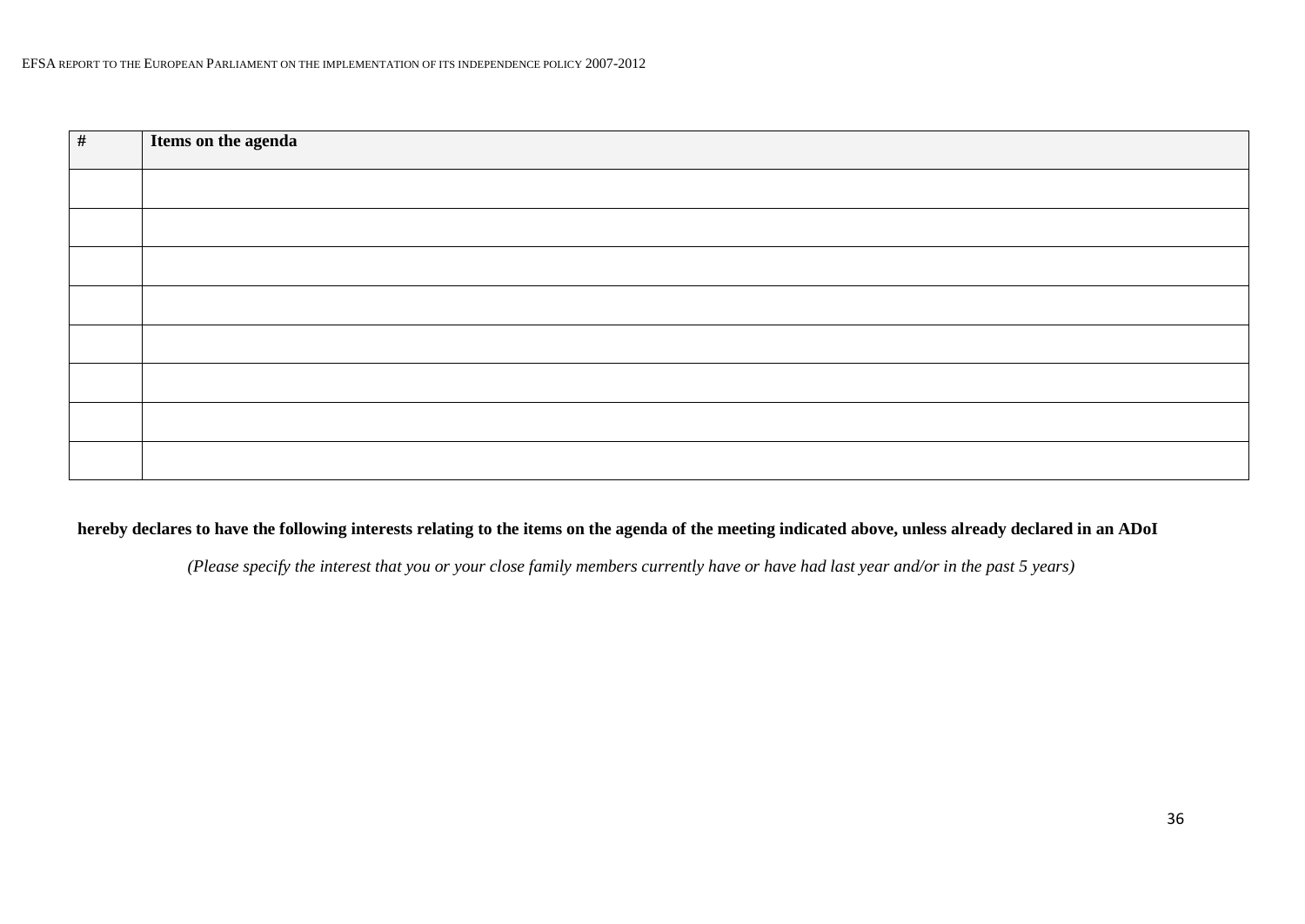| # | Items on the agenda |
|---|---|
| | |
| | |
| | |
| | |
| | |
| | |
| | |
| | |

**hereby declares to have the following interests relating to the items on the agenda of the meeting indicated above, unless already declared in an ADoI**

*(Please specify the interest that you or your close family members currently have or have had last year and/or in the past 5 years)*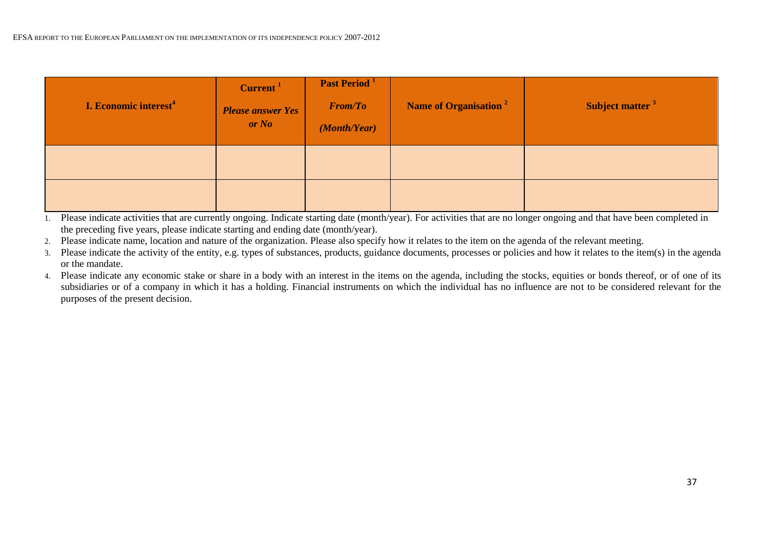| I. Economic interest[4] | Current[1] *Please answer Yes or No* | Past Period[1] *From/To (Month/Year)* | Name of Organisation[2] | Subject matter[3] |
|---|---|---|---|---|
| | | | | |
| | | | | |

1. Please indicate activities that are currently ongoing. Indicate starting date (month/year). For activities that are no longer ongoing and that have been completed in the preceding five years, please indicate starting and ending date (month/year).
2. Please indicate name, location and nature of the organization. Please also specify how it relates to the item on the agenda of the relevant meeting.
3. Please indicate the activity of the entity, e.g. types of substances, products, guidance documents, processes or policies and how it relates to the item(s) in the agenda or the mandate.
4. Please indicate any economic stake or share in a body with an interest in the items on the agenda, including the stocks, equities or bonds thereof, or of one of its subsidiaries or of a company in which it has a holding. Financial instruments on which the individual has no influence are not to be considered relevant for the purposes of the present decision.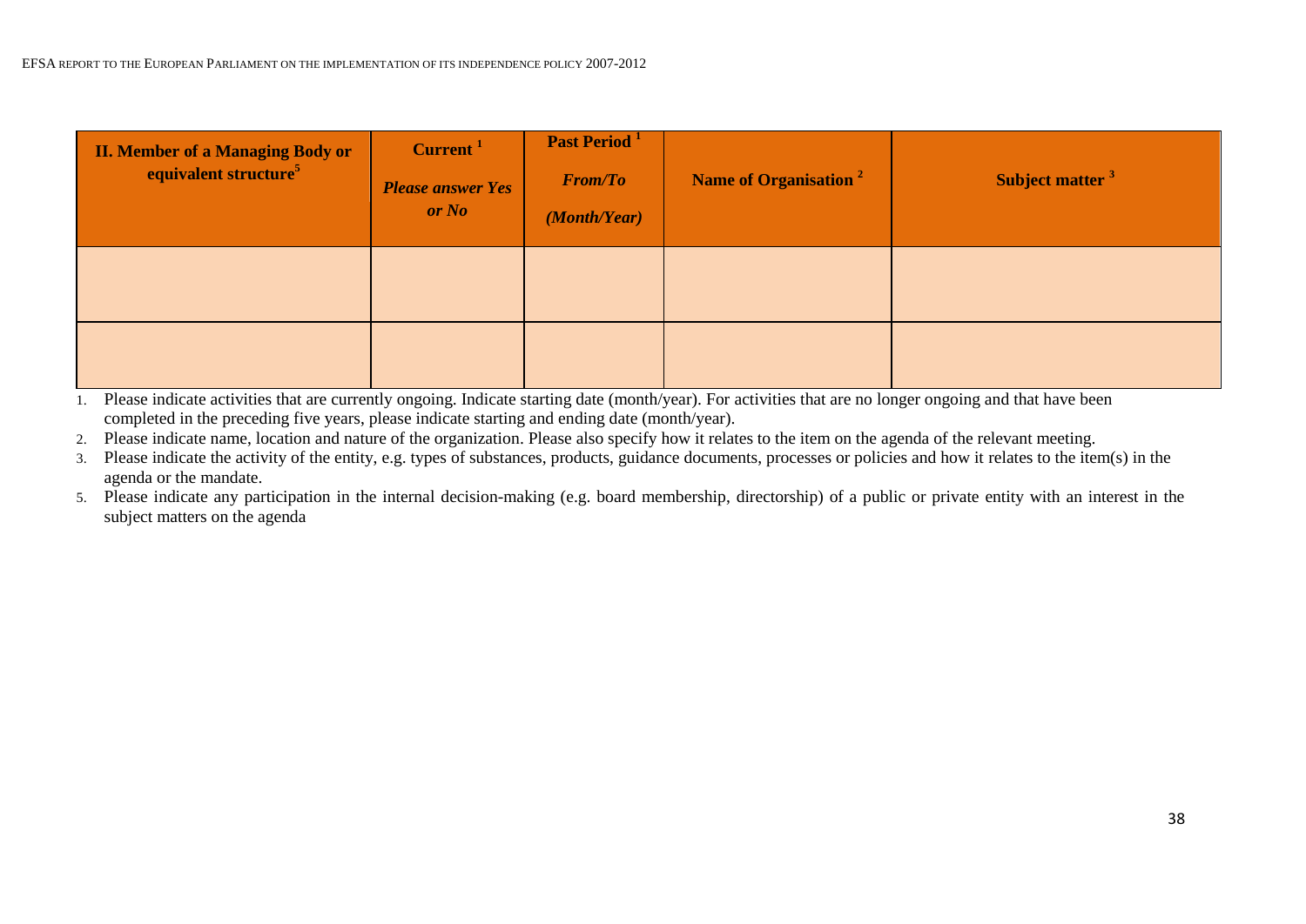| **II. Member of a Managing Body or equivalent structure**[5] | **Current** [1] ***Please answer Yes or No*** | **Past Period** [1] ***From/To*** ***(Month/Year)*** | **Name of Organisation** [2] | **Subject matter** [3] |
|---|---|---|---|---|
| | | | | |
| | | | | |

1. Please indicate activities that are currently ongoing. Indicate starting date (month/year). For activities that are no longer ongoing and that have been completed in the preceding five years, please indicate starting and ending date (month/year).
2. Please indicate name, location and nature of the organization. Please also specify how it relates to the item on the agenda of the relevant meeting.
3. Please indicate the activity of the entity, e.g. types of substances, products, guidance documents, processes or policies and how it relates to the item(s) in the agenda or the mandate.
5. Please indicate any participation in the internal decision-making (e.g. board membership, directorship) of a public or private entity with an interest in the subject matters on the agenda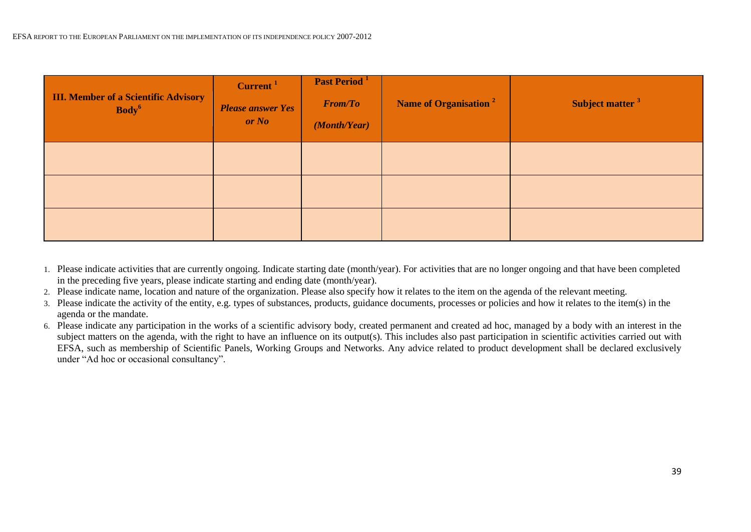| III. Member of a Scientific Advisory Body[6] | Current [1] *Please answer Yes or No* | Past Period [1] *From/To (Month/Year)* | Name of Organisation [2] | Subject matter [3] |
| --- | --- | --- | --- | --- |
| | | | | |
| | | | | |
| | | | | |

1. Please indicate activities that are currently ongoing. Indicate starting date (month/year). For activities that are no longer ongoing and that have been completed in the preceding five years, please indicate starting and ending date (month/year).
2. Please indicate name, location and nature of the organization. Please also specify how it relates to the item on the agenda of the relevant meeting.
3. Please indicate the activity of the entity, e.g. types of substances, products, guidance documents, processes or policies and how it relates to the item(s) in the agenda or the mandate.
6. Please indicate any participation in the works of a scientific advisory body, created permanent and created ad hoc, managed by a body with an interest in the subject matters on the agenda, with the right to have an influence on its output(s). This includes also past participation in scientific activities carried out with EFSA, such as membership of Scientific Panels, Working Groups and Networks. Any advice related to product development shall be declared exclusively under "Ad hoc or occasional consultancy".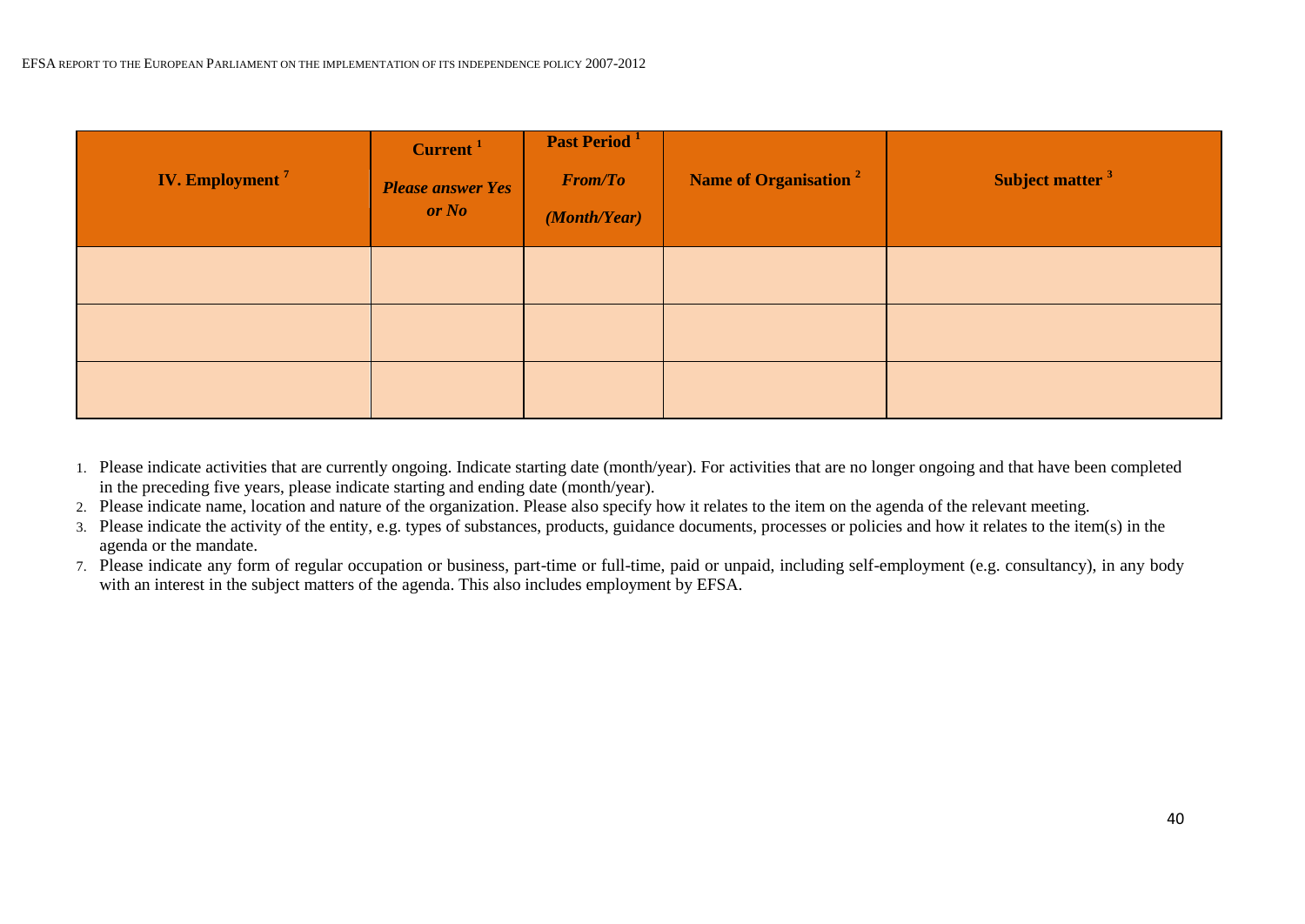| IV. Employment [7] | Current [1] *Please answer Yes or No* | Past Period [1] *From/To (Month/Year)* | Name of Organisation [2] | Subject matter [3] |
|---|---|---|---|---|
| | | | | |
| | | | | |
| | | | | |

1. Please indicate activities that are currently ongoing. Indicate starting date (month/year). For activities that are no longer ongoing and that have been completed in the preceding five years, please indicate starting and ending date (month/year).
2. Please indicate name, location and nature of the organization. Please also specify how it relates to the item on the agenda of the relevant meeting.
3. Please indicate the activity of the entity, e.g. types of substances, products, guidance documents, processes or policies and how it relates to the item(s) in the agenda or the mandate.
7. Please indicate any form of regular occupation or business, part-time or full-time, paid or unpaid, including self-employment (e.g. consultancy), in any body with an interest in the subject matters of the agenda. This also includes employment by EFSA.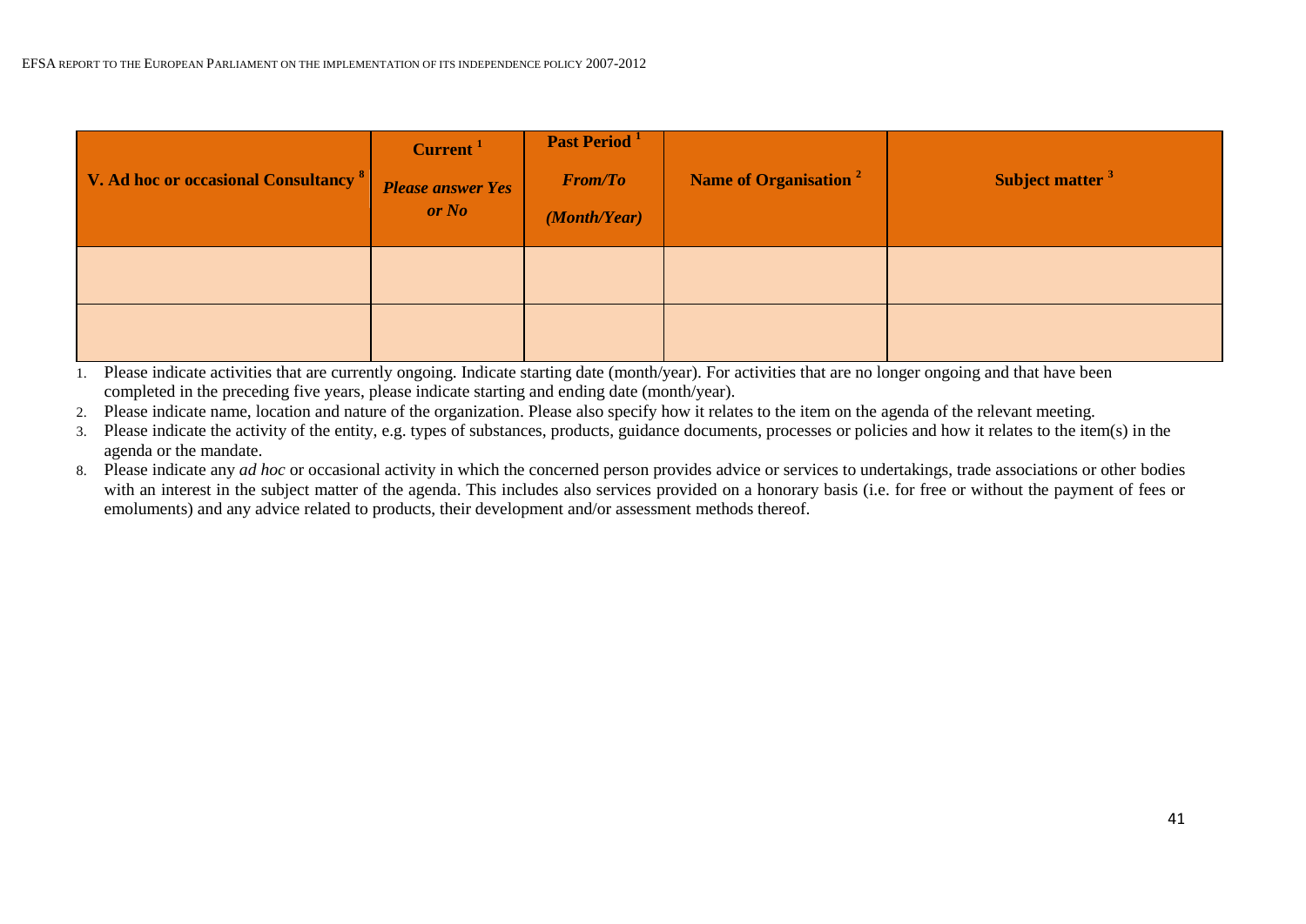| V. Ad hoc or occasional Consultancy [8] | Current [1] *Please answer Yes or No* | Past Period [1] *From/To* *(Month/Year)* | Name of Organisation [2] | Subject matter [3] |
|---|---|---|---|---|
| | | | | |
| | | | | |

1. Please indicate activities that are currently ongoing. Indicate starting date (month/year). For activities that are no longer ongoing and that have been completed in the preceding five years, please indicate starting and ending date (month/year).
2. Please indicate name, location and nature of the organization. Please also specify how it relates to the item on the agenda of the relevant meeting.
3. Please indicate the activity of the entity, e.g. types of substances, products, guidance documents, processes or policies and how it relates to the item(s) in the agenda or the mandate.
8. Please indicate any *ad hoc* or occasional activity in which the concerned person provides advice or services to undertakings, trade associations or other bodies with an interest in the subject matter of the agenda. This includes also services provided on a honorary basis (i.e. for free or without the payment of fees or emoluments) and any advice related to products, their development and/or assessment methods thereof.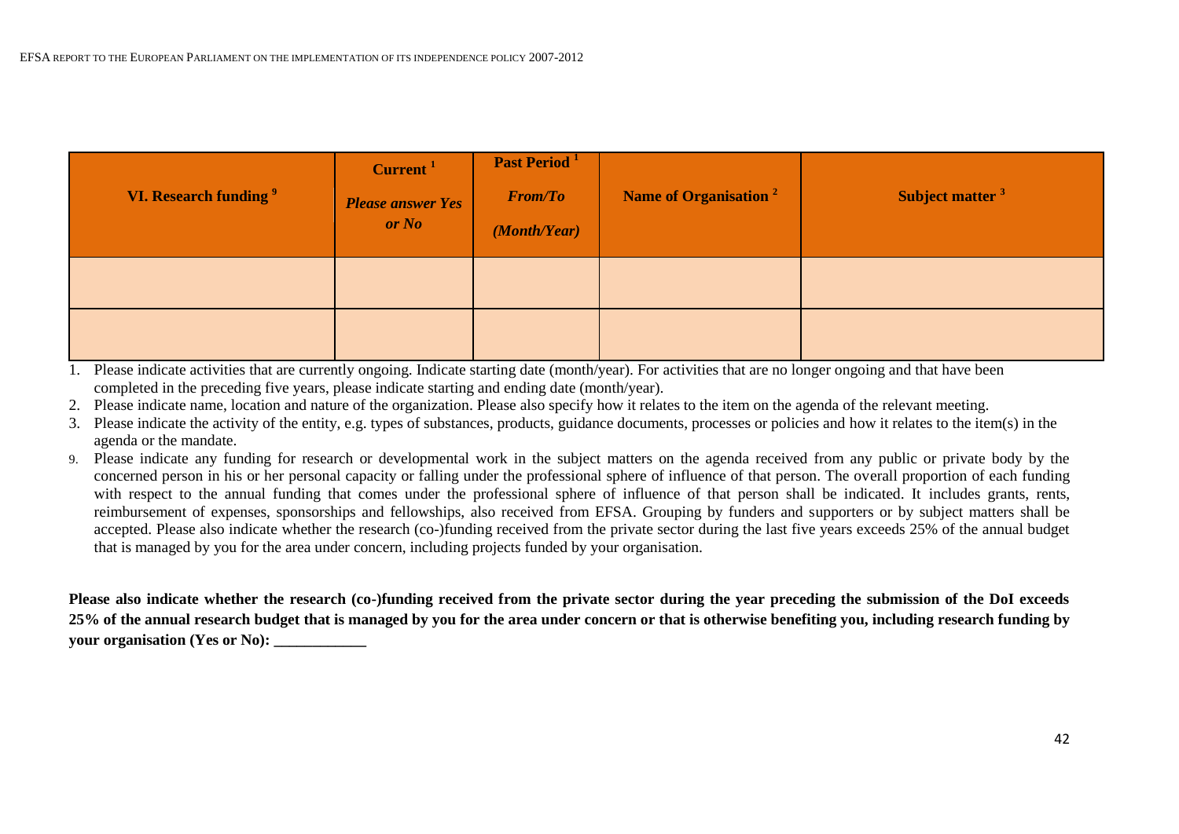| VI. Research funding [9] | Current [1] *Please answer Yes or No* | Past Period [1] *From/To (Month/Year)* | Name of Organisation [2] | Subject matter [3] |
|---|---|---|---|---|
| | | | | |
| | | | | |

1. Please indicate activities that are currently ongoing. Indicate starting date (month/year). For activities that are no longer ongoing and that have been completed in the preceding five years, please indicate starting and ending date (month/year).
2. Please indicate name, location and nature of the organization. Please also specify how it relates to the item on the agenda of the relevant meeting.
3. Please indicate the activity of the entity, e.g. types of substances, products, guidance documents, processes or policies and how it relates to the item(s) in the agenda or the mandate.

9. Please indicate any funding for research or developmental work in the subject matters on the agenda received from any public or private body by the concerned person in his or her personal capacity or falling under the professional sphere of influence of that person. The overall proportion of each funding with respect to the annual funding that comes under the professional sphere of influence of that person shall be indicated. It includes grants, rents, reimbursement of expenses, sponsorships and fellowships, also received from EFSA. Grouping by funders and supporters or by subject matters shall be accepted. Please also indicate whether the research (co-)funding received from the private sector during the last five years exceeds 25% of the annual budget that is managed by you for the area under concern, including projects funded by your organisation.

**Please also indicate whether the research (co-)funding received from the private sector during the year preceding the submission of the DoI exceeds 25% of the annual research budget that is managed by you for the area under concern or that is otherwise benefiting you, including research funding by your organisation (Yes or No): ____________**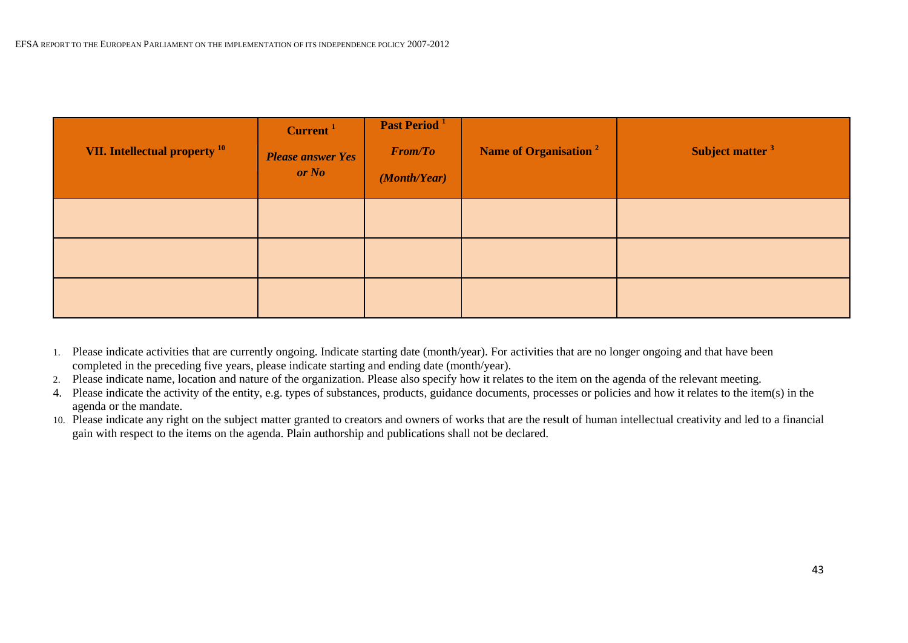| VII. Intellectual property [10] | Current [1] *Please answer Yes or No* | Past Period [1] *From/To* *(Month/Year)* | Name of Organisation [2] | Subject matter [3] |
|---|---|---|---|---|
| | | | | |
| | | | | |
| | | | | |

1. Please indicate activities that are currently ongoing. Indicate starting date (month/year). For activities that are no longer ongoing and that have been completed in the preceding five years, please indicate starting and ending date (month/year).
2. Please indicate name, location and nature of the organization. Please also specify how it relates to the item on the agenda of the relevant meeting.
4. Please indicate the activity of the entity, e.g. types of substances, products, guidance documents, processes or policies and how it relates to the item(s) in the agenda or the mandate.
10. Please indicate any right on the subject matter granted to creators and owners of works that are the result of human intellectual creativity and led to a financial gain with respect to the items on the agenda. Plain authorship and publications shall not be declared.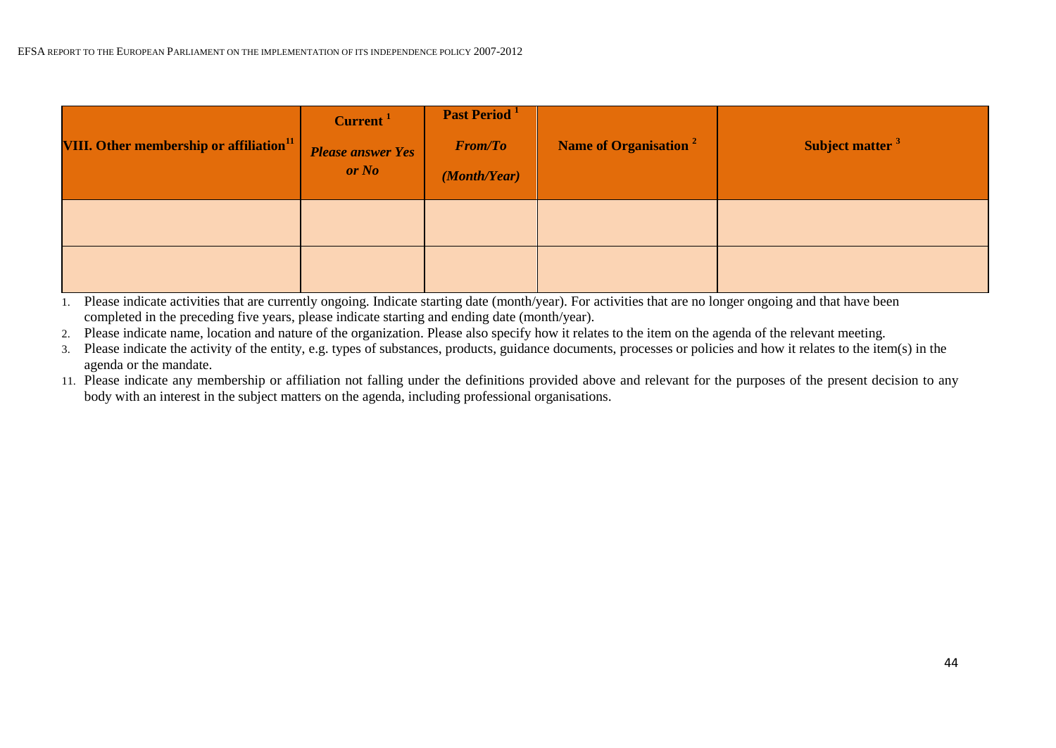| VIII. Other membership or affiliation[11] | Current [1] *Please answer Yes or No* | Past Period [1] *From/To (Month/Year)* | Name of Organisation [2] | Subject matter [3] |
|---|---|---|---|---|
| | | | | |
| | | | | |

1. Please indicate activities that are currently ongoing. Indicate starting date (month/year). For activities that are no longer ongoing and that have been completed in the preceding five years, please indicate starting and ending date (month/year).
2. Please indicate name, location and nature of the organization. Please also specify how it relates to the item on the agenda of the relevant meeting.
3. Please indicate the activity of the entity, e.g. types of substances, products, guidance documents, processes or policies and how it relates to the item(s) in the agenda or the mandate.

11. Please indicate any membership or affiliation not falling under the definitions provided above and relevant for the purposes of the present decision to any body with an interest in the subject matters on the agenda, including professional organisations.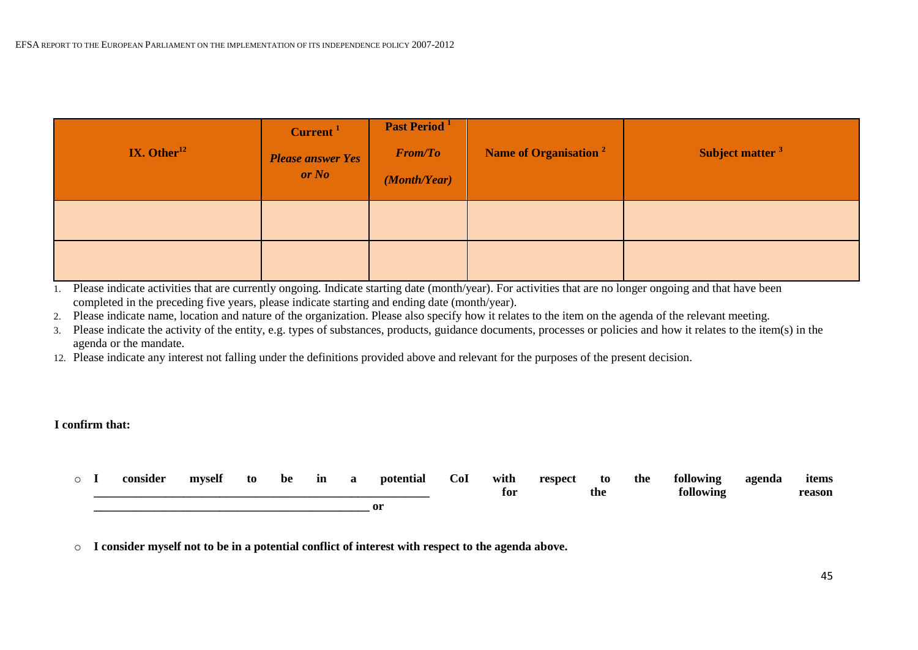| IX. Other[12] | Current [1] *Please answer Yes or No* | Past Period [1] *From/To* *(Month/Year)* | Name of Organisation [2] | Subject matter [3] |
|---|---|---|---|---|
| | | | | |
| | | | | |

1. Please indicate activities that are currently ongoing. Indicate starting date (month/year). For activities that are no longer ongoing and that have been completed in the preceding five years, please indicate starting and ending date (month/year).
2. Please indicate name, location and nature of the organization. Please also specify how it relates to the item on the agenda of the relevant meeting.
3. Please indicate the activity of the entity, e.g. types of substances, products, guidance documents, processes or policies and how it relates to the item(s) in the agenda or the mandate.

12. Please indicate any interest not falling under the definitions provided above and relevant for the purposes of the present decision.

**I confirm that:**

- **I consider myself to be in a potential CoI with respect to the following agenda items \_\_\_\_\_\_\_\_\_\_\_\_\_\_\_\_\_\_\_\_\_\_\_\_\_\_\_\_\_\_\_\_\_\_\_\_\_\_\_\_\_\_\_\_ for the following reason \_\_\_\_\_\_\_\_\_\_\_\_\_\_\_\_\_\_\_\_\_\_\_\_\_\_\_\_\_\_\_\_\_\_\_\_\_\_\_\_ or**

- **I consider myself not to be in a potential conflict of interest with respect to the agenda above.**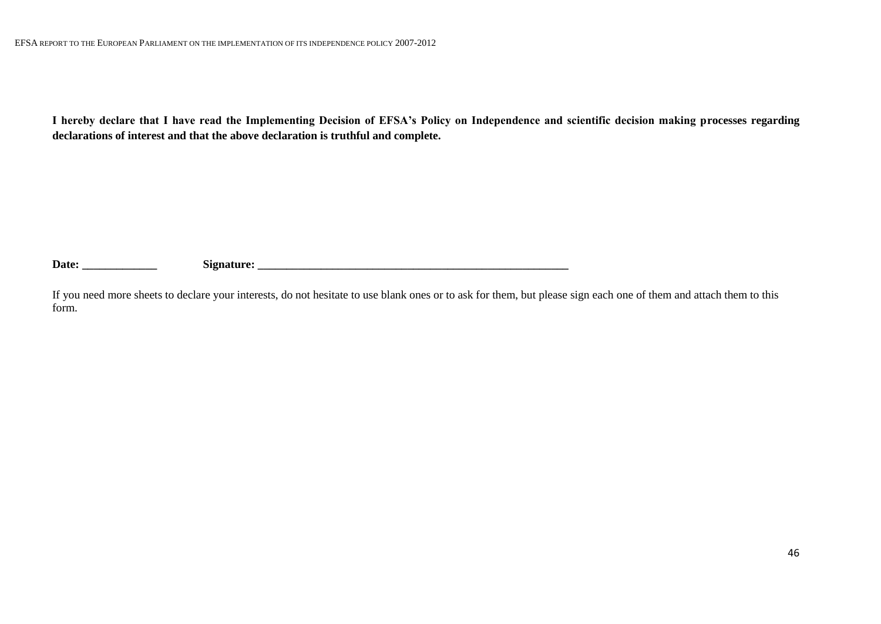**I hereby declare that I have read the Implementing Decision of EFSA's Policy on Independence and scientific decision making processes regarding declarations of interest and that the above declaration is truthful and complete.**

**Date: _____________ Signature: _______________________________________________________**

If you need more sheets to declare your interests, do not hesitate to use blank ones or to ask for them, but please sign each one of them and attach them to this form.